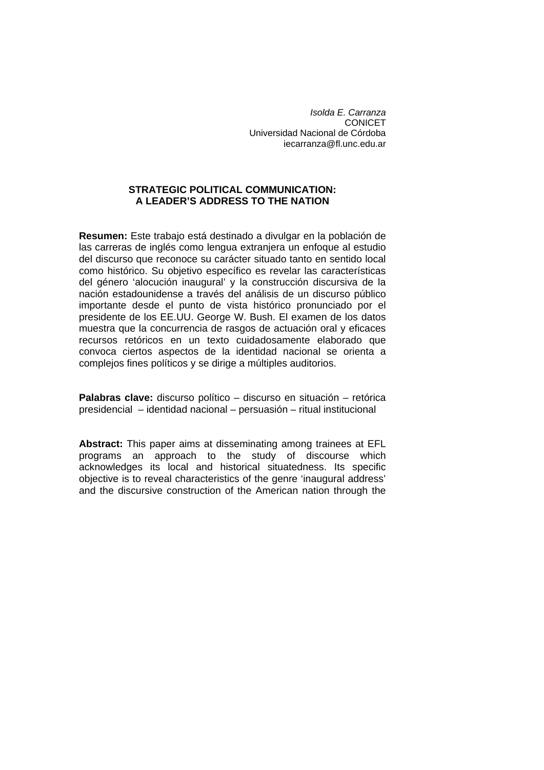*Isolda E. Carranza*
CONICET
Universidad Nacional de Córdoba
iecarranza@fl.unc.edu.ar

# STRATEGIC POLITICAL COMMUNICATION: A LEADER'S ADDRESS TO THE NATION

**Resumen:** Este trabajo está destinado a divulgar en la población de las carreras de inglés como lengua extranjera un enfoque al estudio del discurso que reconoce su carácter situado tanto en sentido local como histórico. Su objetivo específico es revelar las características del género 'alocución inaugural' y la construcción discursiva de la nación estadounidense a través del análisis de un discurso público importante desde el punto de vista histórico pronunciado por el presidente de los EE.UU. George W. Bush. El examen de los datos muestra que la concurrencia de rasgos de actuación oral y eficaces recursos retóricos en un texto cuidadosamente elaborado que convoca ciertos aspectos de la identidad nacional se orienta a complejos fines políticos y se dirige a múltiples auditorios.

**Palabras clave:** discurso político – discurso en situación – retórica presidencial – identidad nacional – persuasión – ritual institucional

**Abstract:** This paper aims at disseminating among trainees at EFL programs an approach to the study of discourse which acknowledges its local and historical situatedness. Its specific objective is to reveal characteristics of the genre 'inaugural address' and the discursive construction of the American nation through the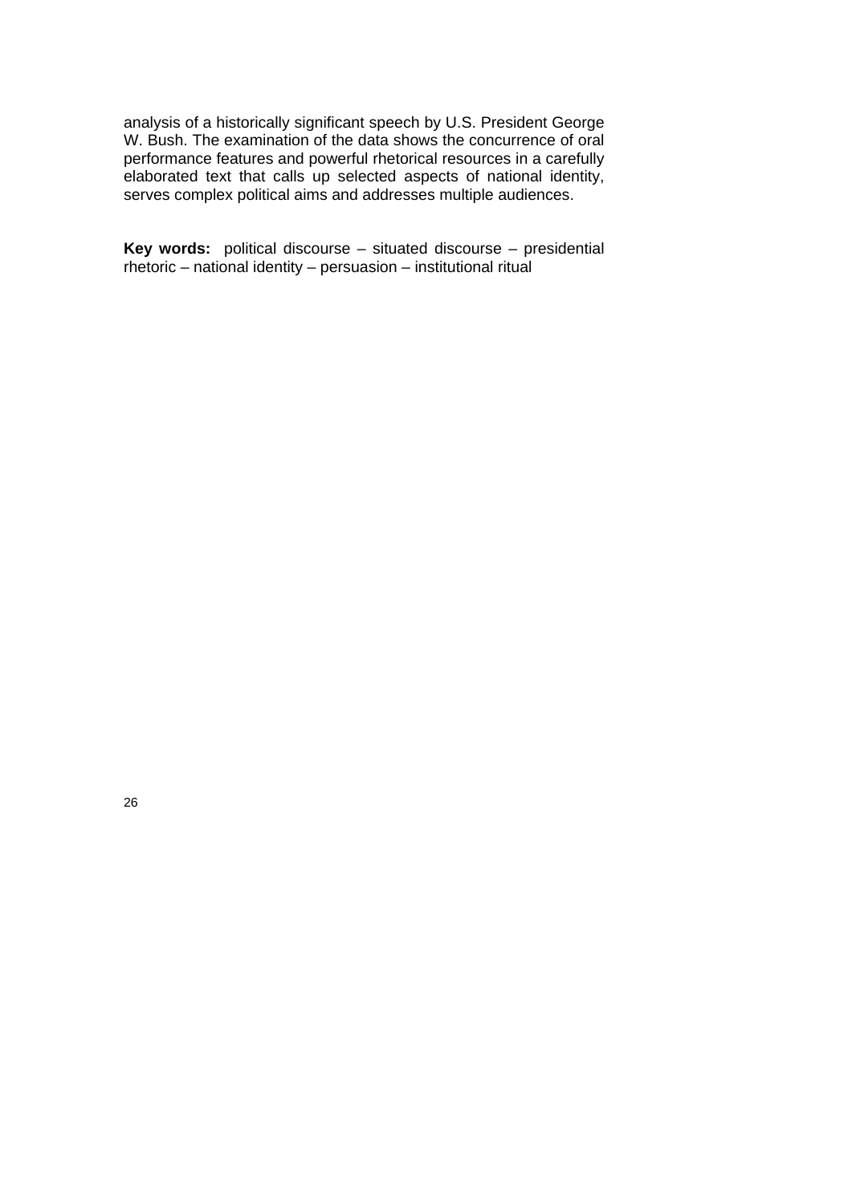analysis of a historically significant speech by U.S. President George W. Bush. The examination of the data shows the concurrence of oral performance features and powerful rhetorical resources in a carefully elaborated text that calls up selected aspects of national identity, serves complex political aims and addresses multiple audiences.

**Key words:** political discourse – situated discourse – presidential rhetoric – national identity – persuasion – institutional ritual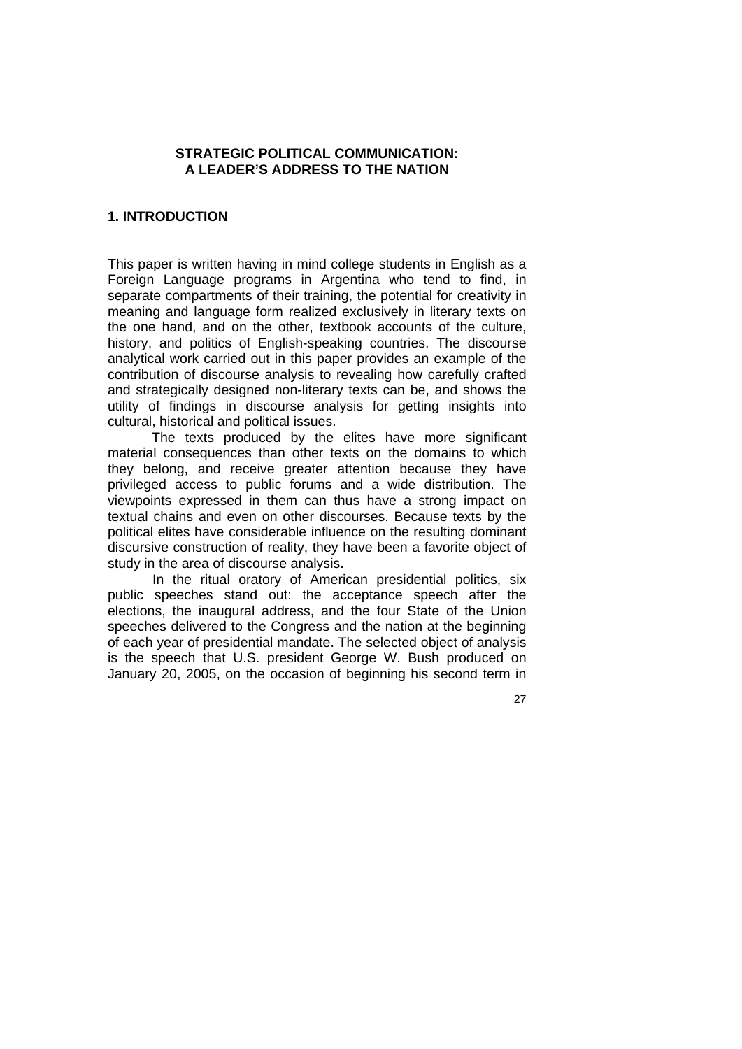# STRATEGIC POLITICAL COMMUNICATION: A LEADER'S ADDRESS TO THE NATION

## 1. INTRODUCTION

This paper is written having in mind college students in English as a Foreign Language programs in Argentina who tend to find, in separate compartments of their training, the potential for creativity in meaning and language form realized exclusively in literary texts on the one hand, and on the other, textbook accounts of the culture, history, and politics of English-speaking countries. The discourse analytical work carried out in this paper provides an example of the contribution of discourse analysis to revealing how carefully crafted and strategically designed non-literary texts can be, and shows the utility of findings in discourse analysis for getting insights into cultural, historical and political issues.

The texts produced by the elites have more significant material consequences than other texts on the domains to which they belong, and receive greater attention because they have privileged access to public forums and a wide distribution. The viewpoints expressed in them can thus have a strong impact on textual chains and even on other discourses. Because texts by the political elites have considerable influence on the resulting dominant discursive construction of reality, they have been a favorite object of study in the area of discourse analysis.

In the ritual oratory of American presidential politics, six public speeches stand out: the acceptance speech after the elections, the inaugural address, and the four State of the Union speeches delivered to the Congress and the nation at the beginning of each year of presidential mandate. The selected object of analysis is the speech that U.S. president George W. Bush produced on January 20, 2005, on the occasion of beginning his second term in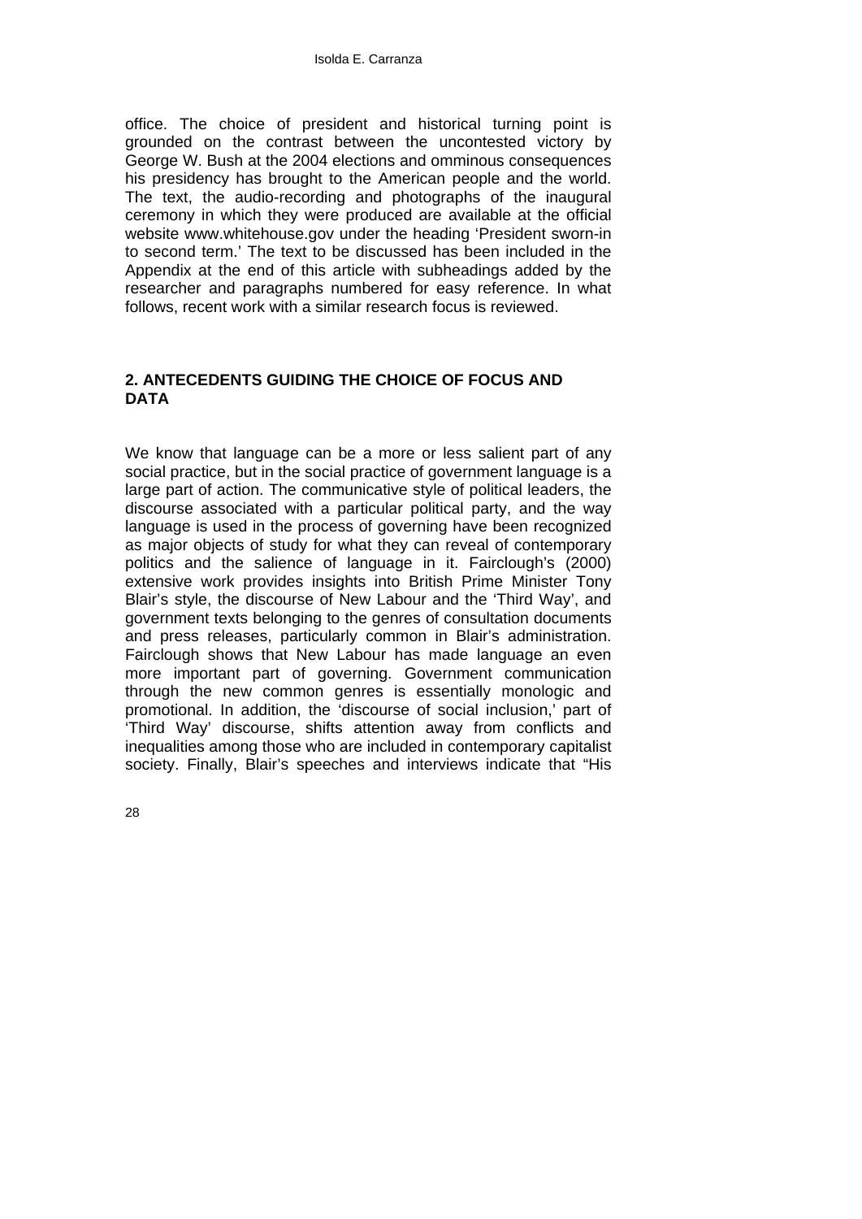office. The choice of president and historical turning point is grounded on the contrast between the uncontested victory by George W. Bush at the 2004 elections and omminous consequences his presidency has brought to the American people and the world. The text, the audio-recording and photographs of the inaugural ceremony in which they were produced are available at the official website www.whitehouse.gov under the heading 'President sworn-in to second term.' The text to be discussed has been included in the Appendix at the end of this article with subheadings added by the researcher and paragraphs numbered for easy reference. In what follows, recent work with a similar research focus is reviewed.

## 2. ANTECEDENTS GUIDING THE CHOICE OF FOCUS AND DATA

We know that language can be a more or less salient part of any social practice, but in the social practice of government language is a large part of action. The communicative style of political leaders, the discourse associated with a particular political party, and the way language is used in the process of governing have been recognized as major objects of study for what they can reveal of contemporary politics and the salience of language in it. Fairclough's (2000) extensive work provides insights into British Prime Minister Tony Blair's style, the discourse of New Labour and the 'Third Way', and government texts belonging to the genres of consultation documents and press releases, particularly common in Blair's administration. Fairclough shows that New Labour has made language an even more important part of governing. Government communication through the new common genres is essentially monologic and promotional. In addition, the 'discourse of social inclusion,' part of 'Third Way' discourse, shifts attention away from conflicts and inequalities among those who are included in contemporary capitalist society. Finally, Blair's speeches and interviews indicate that "His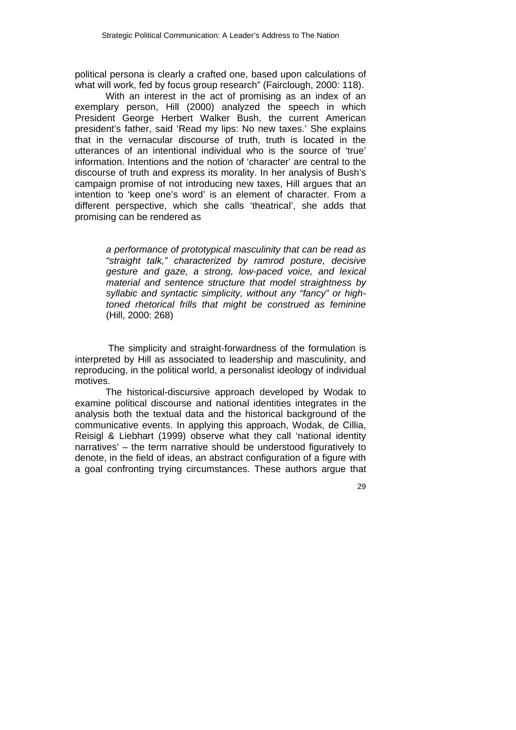political persona is clearly a crafted one, based upon calculations of what will work, fed by focus group research" (Fairclough, 2000: 118).

With an interest in the act of promising as an index of an exemplary person, Hill (2000) analyzed the speech in which President George Herbert Walker Bush, the current American president's father, said 'Read my lips: No new taxes.' She explains that in the vernacular discourse of truth, truth is located in the utterances of an intentional individual who is the source of 'true' information. Intentions and the notion of 'character' are central to the discourse of truth and express its morality. In her analysis of Bush's campaign promise of not introducing new taxes, Hill argues that an intention to 'keep one's word' is an element of character. From a different perspective, which she calls 'theatrical', she adds that promising can be rendered as

> *a performance of prototypical masculinity that can be read as "straight talk," characterized by ramrod posture, decisive gesture and gaze, a strong, low-paced voice, and lexical material and sentence structure that model straightness by syllabic and syntactic simplicity, without any "fancy" or high-toned rhetorical frills that might be construed as feminine* (Hill, 2000: 268)

The simplicity and straight-forwardness of the formulation is interpreted by Hill as associated to leadership and masculinity, and reproducing, in the political world, a personalist ideology of individual motives.

The historical-discursive approach developed by Wodak to examine political discourse and national identities integrates in the analysis both the textual data and the historical background of the communicative events. In applying this approach, Wodak, de Cillia, Reisigl & Liebhart (1999) observe what they call 'national identity narratives' – the term narrative should be understood figuratively to denote, in the field of ideas, an abstract configuration of a figure with a goal confronting trying circumstances. These authors argue that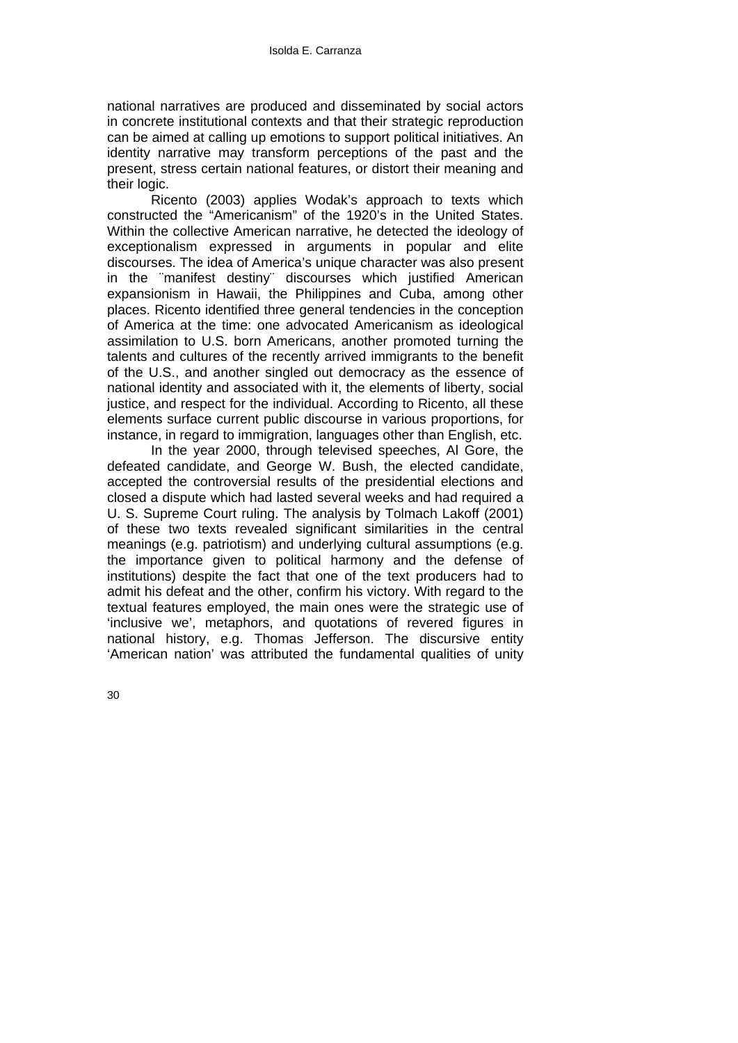national narratives are produced and disseminated by social actors in concrete institutional contexts and that their strategic reproduction can be aimed at calling up emotions to support political initiatives. An identity narrative may transform perceptions of the past and the present, stress certain national features, or distort their meaning and their logic.

Ricento (2003) applies Wodak's approach to texts which constructed the "Americanism" of the 1920's in the United States. Within the collective American narrative, he detected the ideology of exceptionalism expressed in arguments in popular and elite discourses. The idea of America's unique character was also present in the ¨manifest destiny¨ discourses which justified American expansionism in Hawaii, the Philippines and Cuba, among other places. Ricento identified three general tendencies in the conception of America at the time: one advocated Americanism as ideological assimilation to U.S. born Americans, another promoted turning the talents and cultures of the recently arrived immigrants to the benefit of the U.S., and another singled out democracy as the essence of national identity and associated with it, the elements of liberty, social justice, and respect for the individual. According to Ricento, all these elements surface current public discourse in various proportions, for instance, in regard to immigration, languages other than English, etc.

In the year 2000, through televised speeches, Al Gore, the defeated candidate, and George W. Bush, the elected candidate, accepted the controversial results of the presidential elections and closed a dispute which had lasted several weeks and had required a U. S. Supreme Court ruling. The analysis by Tolmach Lakoff (2001) of these two texts revealed significant similarities in the central meanings (e.g. patriotism) and underlying cultural assumptions (e.g. the importance given to political harmony and the defense of institutions) despite the fact that one of the text producers had to admit his defeat and the other, confirm his victory. With regard to the textual features employed, the main ones were the strategic use of 'inclusive we', metaphors, and quotations of revered figures in national history, e.g. Thomas Jefferson. The discursive entity 'American nation' was attributed the fundamental qualities of unity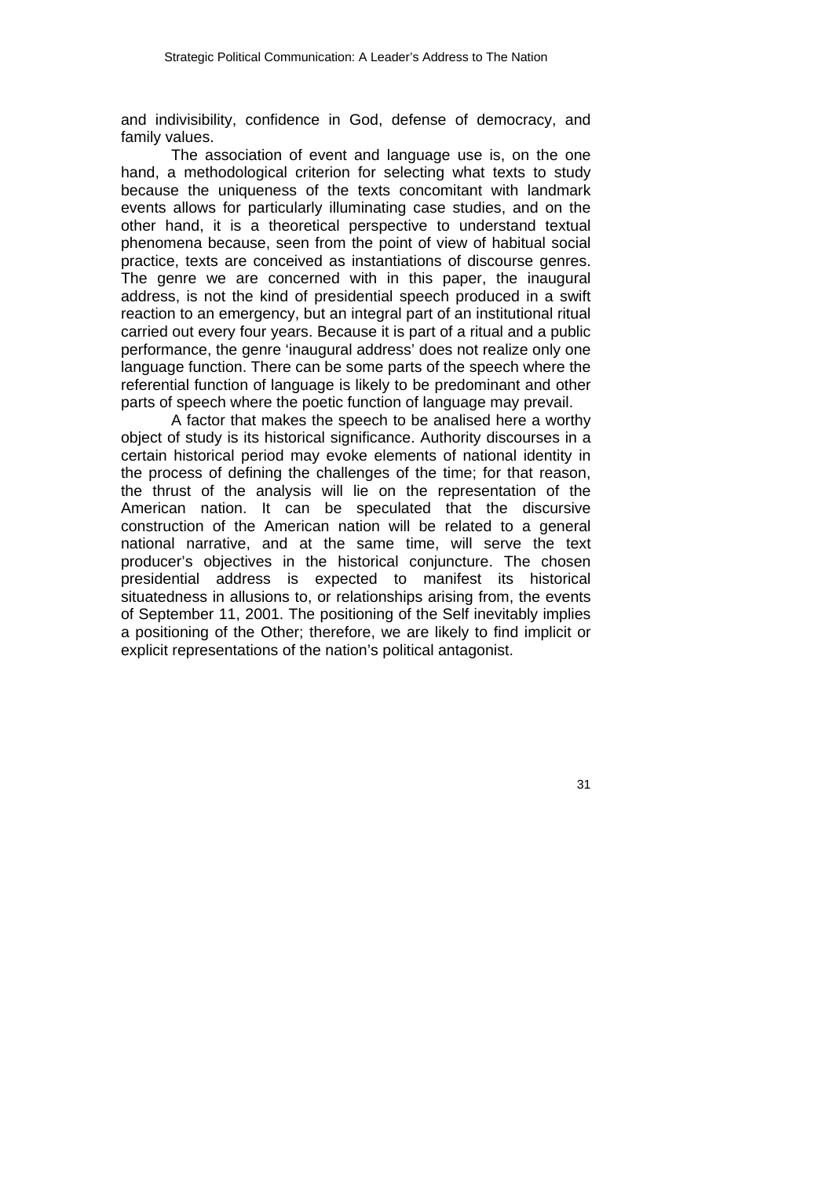and indivisibility, confidence in God, defense of democracy, and family values.

The association of event and language use is, on the one hand, a methodological criterion for selecting what texts to study because the uniqueness of the texts concomitant with landmark events allows for particularly illuminating case studies, and on the other hand, it is a theoretical perspective to understand textual phenomena because, seen from the point of view of habitual social practice, texts are conceived as instantiations of discourse genres. The genre we are concerned with in this paper, the inaugural address, is not the kind of presidential speech produced in a swift reaction to an emergency, but an integral part of an institutional ritual carried out every four years. Because it is part of a ritual and a public performance, the genre 'inaugural address' does not realize only one language function. There can be some parts of the speech where the referential function of language is likely to be predominant and other parts of speech where the poetic function of language may prevail.

A factor that makes the speech to be analised here a worthy object of study is its historical significance. Authority discourses in a certain historical period may evoke elements of national identity in the process of defining the challenges of the time; for that reason, the thrust of the analysis will lie on the representation of the American nation. It can be speculated that the discursive construction of the American nation will be related to a general national narrative, and at the same time, will serve the text producer's objectives in the historical conjuncture. The chosen presidential address is expected to manifest its historical situatedness in allusions to, or relationships arising from, the events of September 11, 2001. The positioning of the Self inevitably implies a positioning of the Other; therefore, we are likely to find implicit or explicit representations of the nation's political antagonist.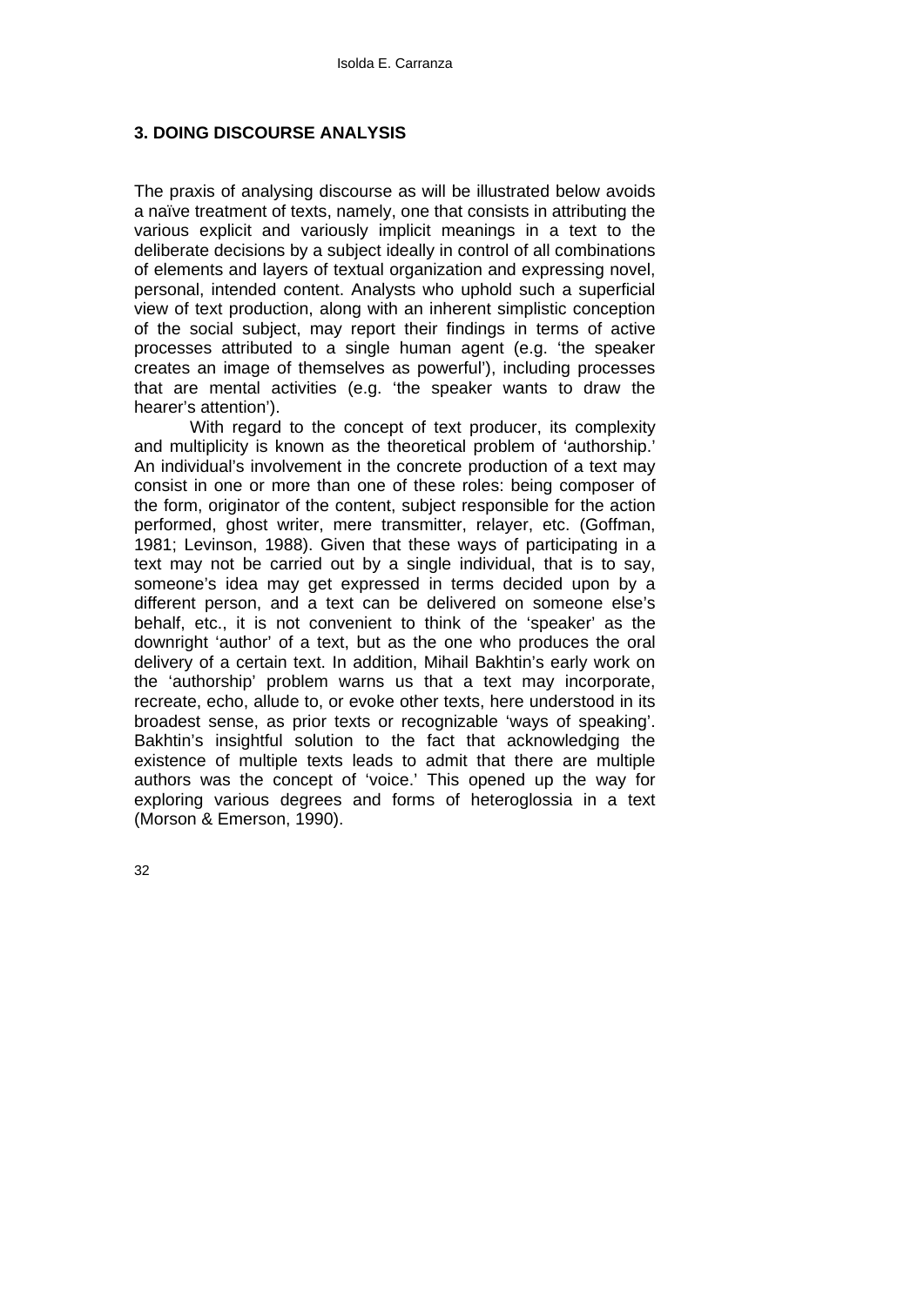## 3. DOING DISCOURSE ANALYSIS

The praxis of analysing discourse as will be illustrated below avoids a naïve treatment of texts, namely, one that consists in attributing the various explicit and variously implicit meanings in a text to the deliberate decisions by a subject ideally in control of all combinations of elements and layers of textual organization and expressing novel, personal, intended content. Analysts who uphold such a superficial view of text production, along with an inherent simplistic conception of the social subject, may report their findings in terms of active processes attributed to a single human agent (e.g. 'the speaker creates an image of themselves as powerful'), including processes that are mental activities (e.g. 'the speaker wants to draw the hearer's attention').

With regard to the concept of text producer, its complexity and multiplicity is known as the theoretical problem of 'authorship.' An individual's involvement in the concrete production of a text may consist in one or more than one of these roles: being composer of the form, originator of the content, subject responsible for the action performed, ghost writer, mere transmitter, relayer, etc. (Goffman, 1981; Levinson, 1988). Given that these ways of participating in a text may not be carried out by a single individual, that is to say, someone's idea may get expressed in terms decided upon by a different person, and a text can be delivered on someone else's behalf, etc., it is not convenient to think of the 'speaker' as the downright 'author' of a text, but as the one who produces the oral delivery of a certain text. In addition, Mihail Bakhtin's early work on the 'authorship' problem warns us that a text may incorporate, recreate, echo, allude to, or evoke other texts, here understood in its broadest sense, as prior texts or recognizable 'ways of speaking'. Bakhtin's insightful solution to the fact that acknowledging the existence of multiple texts leads to admit that there are multiple authors was the concept of 'voice.' This opened up the way for exploring various degrees and forms of heteroglossia in a text (Morson & Emerson, 1990).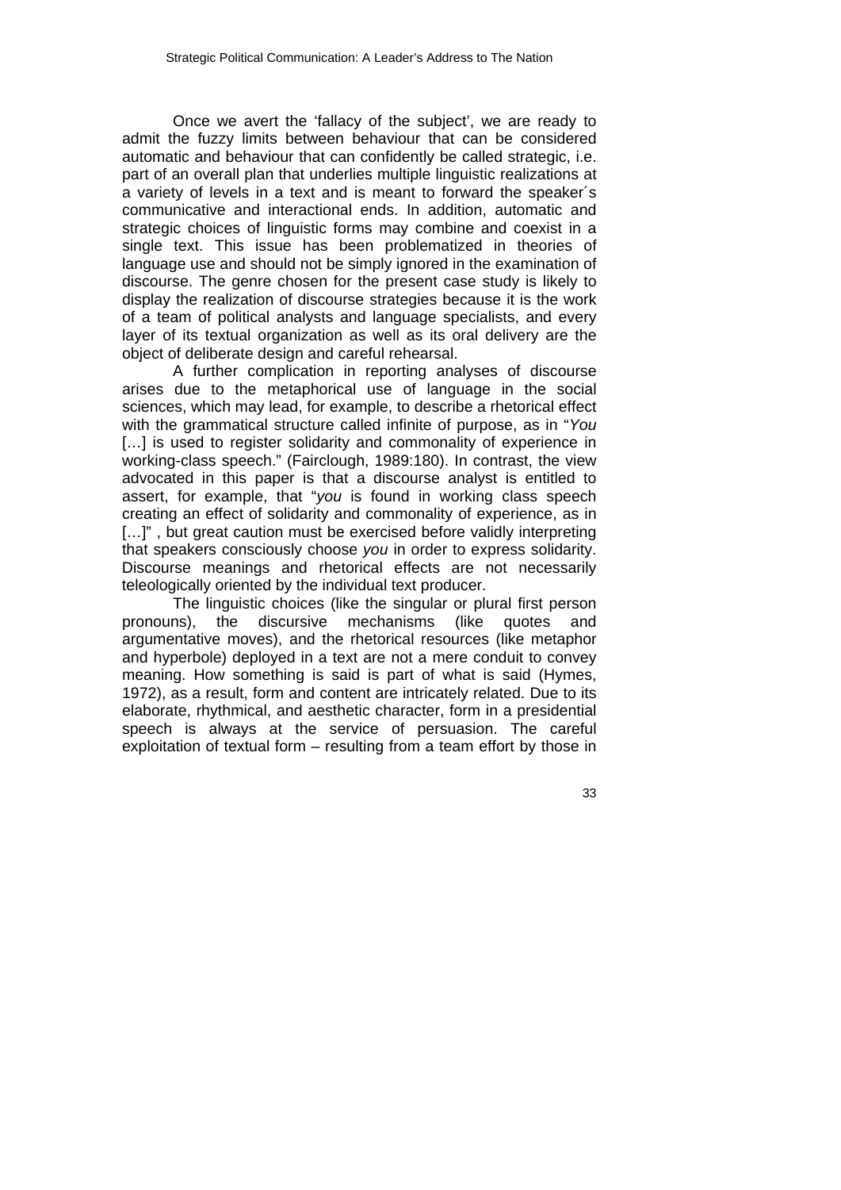Once we avert the 'fallacy of the subject', we are ready to admit the fuzzy limits between behaviour that can be considered automatic and behaviour that can confidently be called strategic, i.e. part of an overall plan that underlies multiple linguistic realizations at a variety of levels in a text and is meant to forward the speaker´s communicative and interactional ends. In addition, automatic and strategic choices of linguistic forms may combine and coexist in a single text. This issue has been problematized in theories of language use and should not be simply ignored in the examination of discourse. The genre chosen for the present case study is likely to display the realization of discourse strategies because it is the work of a team of political analysts and language specialists, and every layer of its textual organization as well as its oral delivery are the object of deliberate design and careful rehearsal.

A further complication in reporting analyses of discourse arises due to the metaphorical use of language in the social sciences, which may lead, for example, to describe a rhetorical effect with the grammatical structure called infinite of purpose, as in "*You* […] is used to register solidarity and commonality of experience in working-class speech." (Fairclough, 1989:180). In contrast, the view advocated in this paper is that a discourse analyst is entitled to assert, for example, that "*you* is found in working class speech creating an effect of solidarity and commonality of experience, as in […]" , but great caution must be exercised before validly interpreting that speakers consciously choose *you* in order to express solidarity. Discourse meanings and rhetorical effects are not necessarily teleologically oriented by the individual text producer.

The linguistic choices (like the singular or plural first person pronouns), the discursive mechanisms (like quotes and argumentative moves), and the rhetorical resources (like metaphor and hyperbole) deployed in a text are not a mere conduit to convey meaning. How something is said is part of what is said (Hymes, 1972), as a result, form and content are intricately related. Due to its elaborate, rhythmical, and aesthetic character, form in a presidential speech is always at the service of persuasion. The careful exploitation of textual form – resulting from a team effort by those in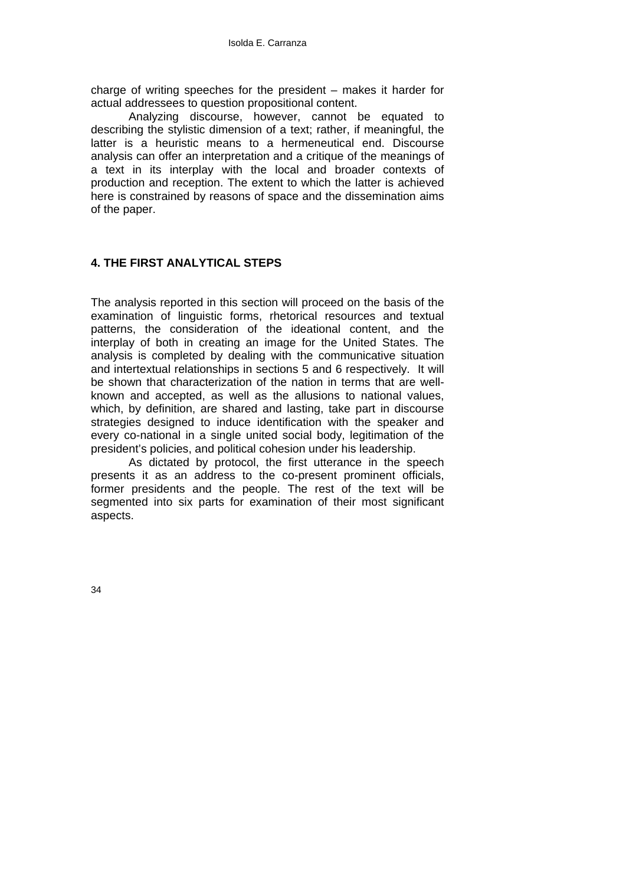charge of writing speeches for the president – makes it harder for actual addressees to question propositional content.

Analyzing discourse, however, cannot be equated to describing the stylistic dimension of a text; rather, if meaningful, the latter is a heuristic means to a hermeneutical end. Discourse analysis can offer an interpretation and a critique of the meanings of a text in its interplay with the local and broader contexts of production and reception. The extent to which the latter is achieved here is constrained by reasons of space and the dissemination aims of the paper.

## 4. THE FIRST ANALYTICAL STEPS

The analysis reported in this section will proceed on the basis of the examination of linguistic forms, rhetorical resources and textual patterns, the consideration of the ideational content, and the interplay of both in creating an image for the United States. The analysis is completed by dealing with the communicative situation and intertextual relationships in sections 5 and 6 respectively. It will be shown that characterization of the nation in terms that are well-known and accepted, as well as the allusions to national values, which, by definition, are shared and lasting, take part in discourse strategies designed to induce identification with the speaker and every co-national in a single united social body, legitimation of the president's policies, and political cohesion under his leadership.

As dictated by protocol, the first utterance in the speech presents it as an address to the co-present prominent officials, former presidents and the people. The rest of the text will be segmented into six parts for examination of their most significant aspects.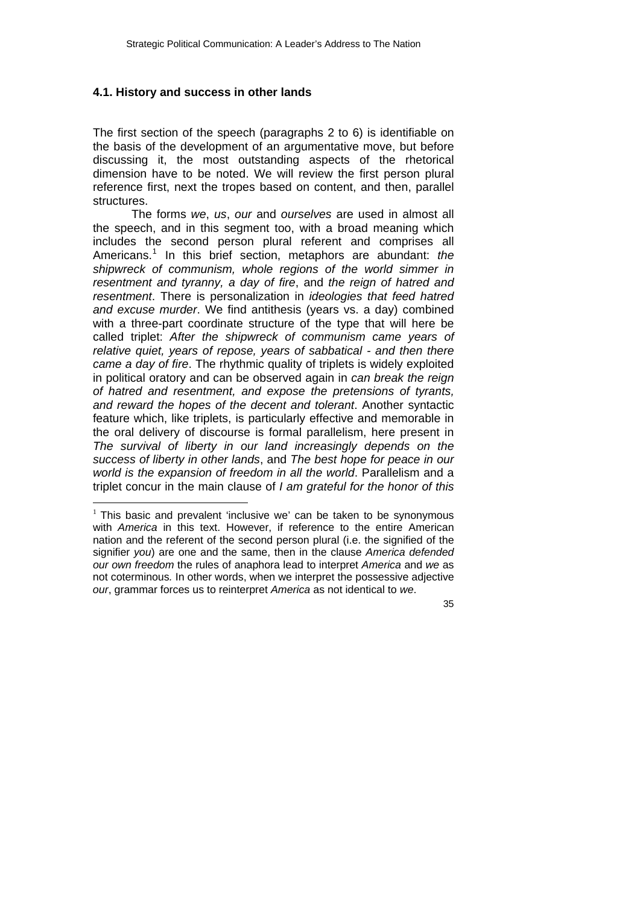### 4.1. History and success in other lands

The first section of the speech (paragraphs 2 to 6) is identifiable on the basis of the development of an argumentative move, but before discussing it, the most outstanding aspects of the rhetorical dimension have to be noted. We will review the first person plural reference first, next the tropes based on content, and then, parallel structures.

The forms *we*, *us*, *our* and *ourselves* are used in almost all the speech, and in this segment too, with a broad meaning which includes the second person plural referent and comprises all Americans.[1] In this brief section, metaphors are abundant: *the shipwreck of communism, whole regions of the world simmer in resentment and tyranny, a day of fire*, and *the reign of hatred and resentment*. There is personalization in *ideologies that feed hatred and excuse murder*. We find antithesis (years vs. a day) combined with a three-part coordinate structure of the type that will here be called triplet: *After the shipwreck of communism came years of relative quiet, years of repose, years of sabbatical - and then there came a day of fire*. The rhythmic quality of triplets is widely exploited in political oratory and can be observed again in *can break the reign of hatred and resentment, and expose the pretensions of tyrants, and reward the hopes of the decent and tolerant*. Another syntactic feature which, like triplets, is particularly effective and memorable in the oral delivery of discourse is formal parallelism, here present in *The survival of liberty in our land increasingly depends on the success of liberty in other lands*, and *The best hope for peace in our world is the expansion of freedom in all the world*. Parallelism and a triplet concur in the main clause of *I am grateful for the honor of this*

[1] This basic and prevalent 'inclusive we' can be taken to be synonymous with *America* in this text. However, if reference to the entire American nation and the referent of the second person plural (i.e. the signified of the signifier *you*) are one and the same, then in the clause *America defended our own freedom* the rules of anaphora lead to interpret *America* and *we* as not coterminous. In other words, when we interpret the possessive adjective *our*, grammar forces us to reinterpret *America* as not identical to *we*.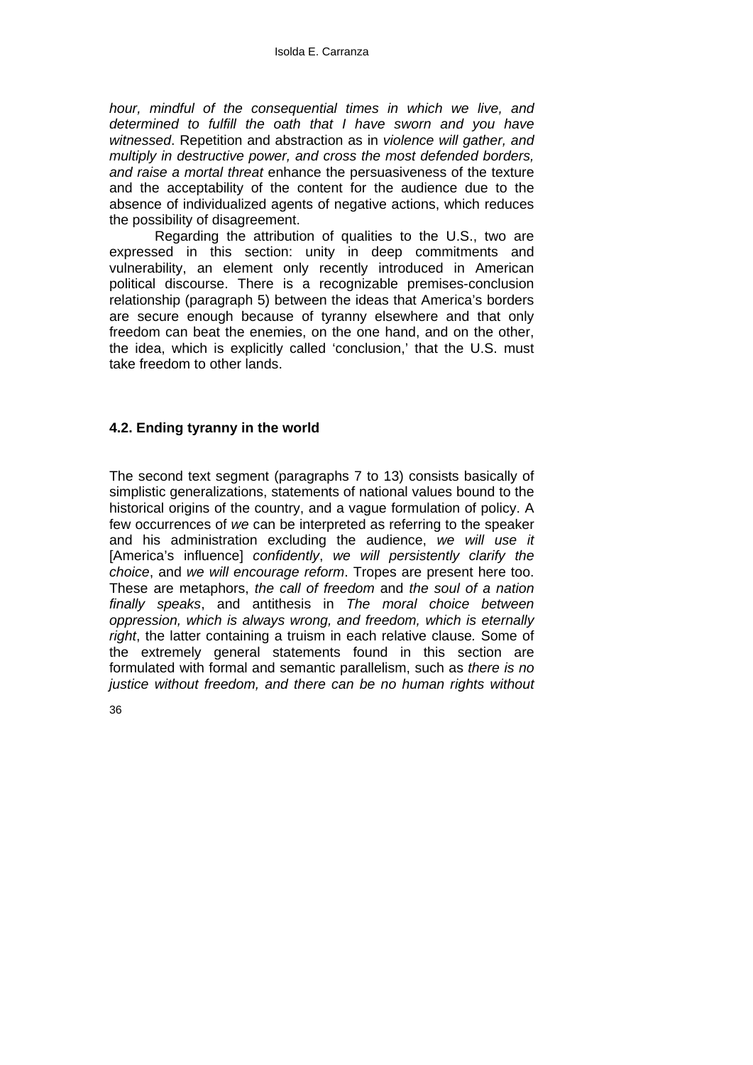*hour, mindful of the consequential times in which we live, and determined to fulfill the oath that I have sworn and you have witnessed*. Repetition and abstraction as in *violence will gather, and multiply in destructive power, and cross the most defended borders, and raise a mortal threat* enhance the persuasiveness of the texture and the acceptability of the content for the audience due to the absence of individualized agents of negative actions, which reduces the possibility of disagreement.

Regarding the attribution of qualities to the U.S., two are expressed in this section: unity in deep commitments and vulnerability, an element only recently introduced in American political discourse. There is a recognizable premises-conclusion relationship (paragraph 5) between the ideas that America's borders are secure enough because of tyranny elsewhere and that only freedom can beat the enemies, on the one hand, and on the other, the idea, which is explicitly called 'conclusion,' that the U.S. must take freedom to other lands.

### 4.2. Ending tyranny in the world

The second text segment (paragraphs 7 to 13) consists basically of simplistic generalizations, statements of national values bound to the historical origins of the country, and a vague formulation of policy. A few occurrences of *we* can be interpreted as referring to the speaker and his administration excluding the audience, *we will use it* [America's influence] *confidently*, *we will persistently clarify the choice*, and *we will encourage reform*. Tropes are present here too. These are metaphors, *the call of freedom* and *the soul of a nation finally speaks*, and antithesis in *The moral choice between oppression, which is always wrong, and freedom, which is eternally right*, the latter containing a truism in each relative clause. Some of the extremely general statements found in this section are formulated with formal and semantic parallelism, such as *there is no justice without freedom, and there can be no human rights without*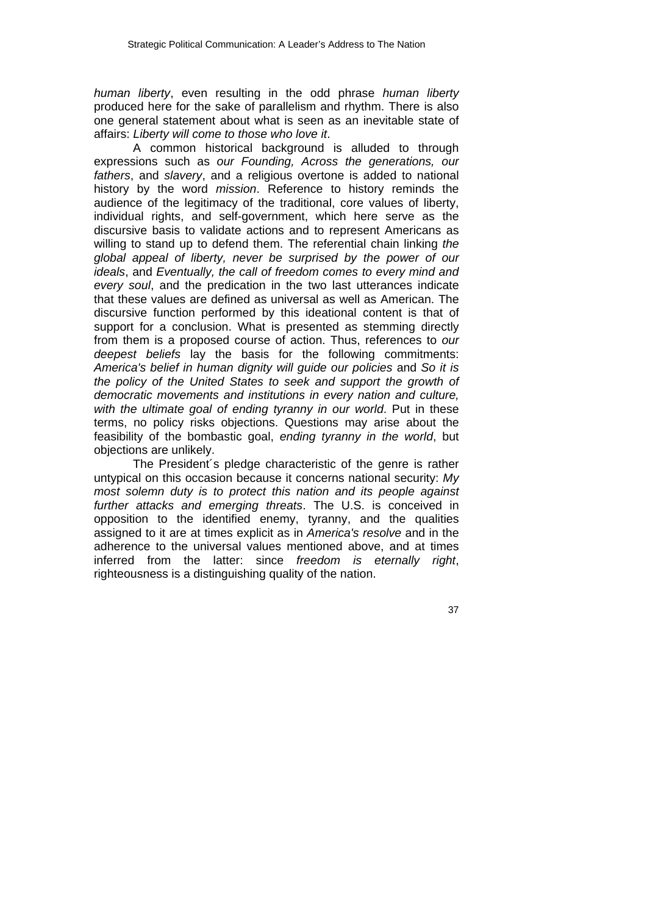*human liberty*, even resulting in the odd phrase *human liberty* produced here for the sake of parallelism and rhythm. There is also one general statement about what is seen as an inevitable state of affairs: *Liberty will come to those who love it*.

A common historical background is alluded to through expressions such as *our Founding, Across the generations, our fathers*, and *slavery*, and a religious overtone is added to national history by the word *mission*. Reference to history reminds the audience of the legitimacy of the traditional, core values of liberty, individual rights, and self-government, which here serve as the discursive basis to validate actions and to represent Americans as willing to stand up to defend them. The referential chain linking *the global appeal of liberty, never be surprised by the power of our ideals*, and *Eventually, the call of freedom comes to every mind and every soul*, and the predication in the two last utterances indicate that these values are defined as universal as well as American. The discursive function performed by this ideational content is that of support for a conclusion. What is presented as stemming directly from them is a proposed course of action. Thus, references to *our deepest beliefs* lay the basis for the following commitments: *America's belief in human dignity will guide our policies* and *So it is the policy of the United States to seek and support the growth of democratic movements and institutions in every nation and culture, with the ultimate goal of ending tyranny in our world*. Put in these terms, no policy risks objections. Questions may arise about the feasibility of the bombastic goal, *ending tyranny in the world*, but objections are unlikely.

The President´s pledge characteristic of the genre is rather untypical on this occasion because it concerns national security: *My most solemn duty is to protect this nation and its people against further attacks and emerging threats*. The U.S. is conceived in opposition to the identified enemy, tyranny, and the qualities assigned to it are at times explicit as in *America's resolve* and in the adherence to the universal values mentioned above, and at times inferred from the latter: since *freedom is eternally right*, righteousness is a distinguishing quality of the nation.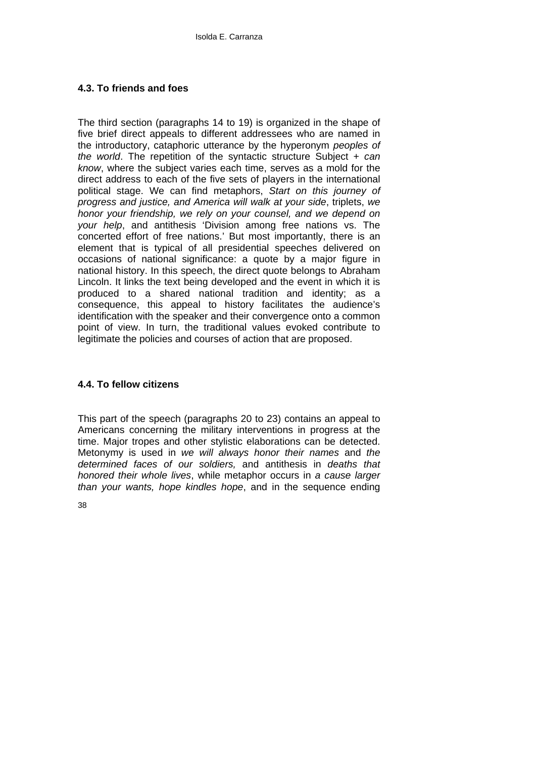### 4.3. To friends and foes

The third section (paragraphs 14 to 19) is organized in the shape of five brief direct appeals to different addressees who are named in the introductory, cataphoric utterance by the hyperonym *peoples of the world*. The repetition of the syntactic structure Subject + *can know*, where the subject varies each time, serves as a mold for the direct address to each of the five sets of players in the international political stage. We can find metaphors, *Start on this journey of progress and justice, and America will walk at your side*, triplets, *we honor your friendship, we rely on your counsel, and we depend on your help*, and antithesis 'Division among free nations vs. The concerted effort of free nations.' But most importantly, there is an element that is typical of all presidential speeches delivered on occasions of national significance: a quote by a major figure in national history. In this speech, the direct quote belongs to Abraham Lincoln. It links the text being developed and the event in which it is produced to a shared national tradition and identity; as a consequence, this appeal to history facilitates the audience's identification with the speaker and their convergence onto a common point of view. In turn, the traditional values evoked contribute to legitimate the policies and courses of action that are proposed.

### 4.4. To fellow citizens

This part of the speech (paragraphs 20 to 23) contains an appeal to Americans concerning the military interventions in progress at the time. Major tropes and other stylistic elaborations can be detected. Metonymy is used in *we will always honor their names* and *the determined faces of our soldiers,* and antithesis in *deaths that honored their whole lives*, while metaphor occurs in *a cause larger than your wants, hope kindles hope*, and in the sequence ending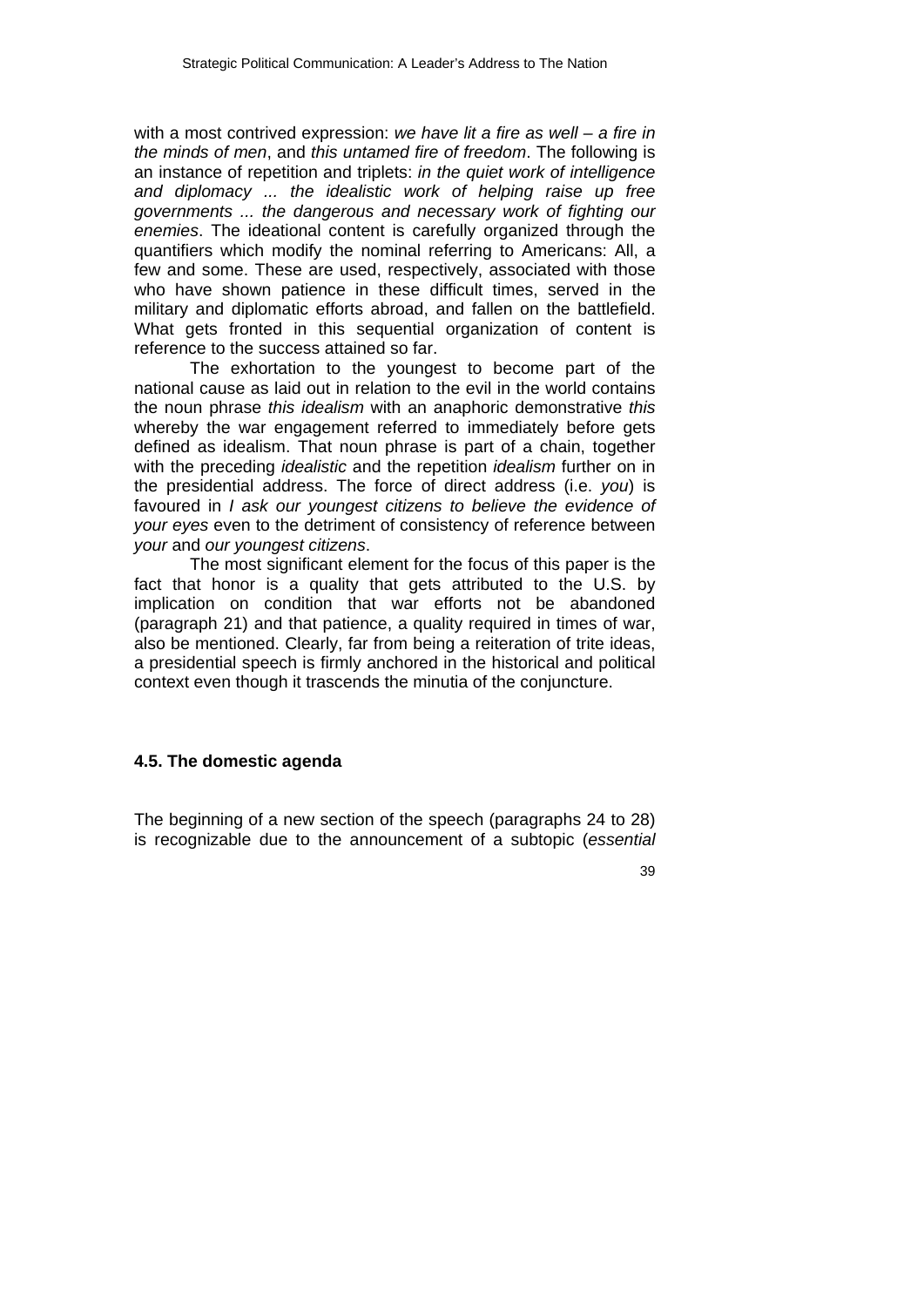with a most contrived expression: *we have lit a fire as well – a fire in the minds of men*, and *this untamed fire of freedom*. The following is an instance of repetition and triplets: *in the quiet work of intelligence and diplomacy ... the idealistic work of helping raise up free governments ... the dangerous and necessary work of fighting our enemies*. The ideational content is carefully organized through the quantifiers which modify the nominal referring to Americans: All, a few and some. These are used, respectively, associated with those who have shown patience in these difficult times, served in the military and diplomatic efforts abroad, and fallen on the battlefield. What gets fronted in this sequential organization of content is reference to the success attained so far.

The exhortation to the youngest to become part of the national cause as laid out in relation to the evil in the world contains the noun phrase *this idealism* with an anaphoric demonstrative *this* whereby the war engagement referred to immediately before gets defined as idealism. That noun phrase is part of a chain, together with the preceding *idealistic* and the repetition *idealism* further on in the presidential address. The force of direct address (i.e. *you*) is favoured in *I ask our youngest citizens to believe the evidence of your eyes* even to the detriment of consistency of reference between *your* and *our youngest citizens*.

The most significant element for the focus of this paper is the fact that honor is a quality that gets attributed to the U.S. by implication on condition that war efforts not be abandoned (paragraph 21) and that patience, a quality required in times of war, also be mentioned. Clearly, far from being a reiteration of trite ideas, a presidential speech is firmly anchored in the historical and political context even though it trascends the minutia of the conjuncture.

### 4.5. The domestic agenda

The beginning of a new section of the speech (paragraphs 24 to 28) is recognizable due to the announcement of a subtopic (*essential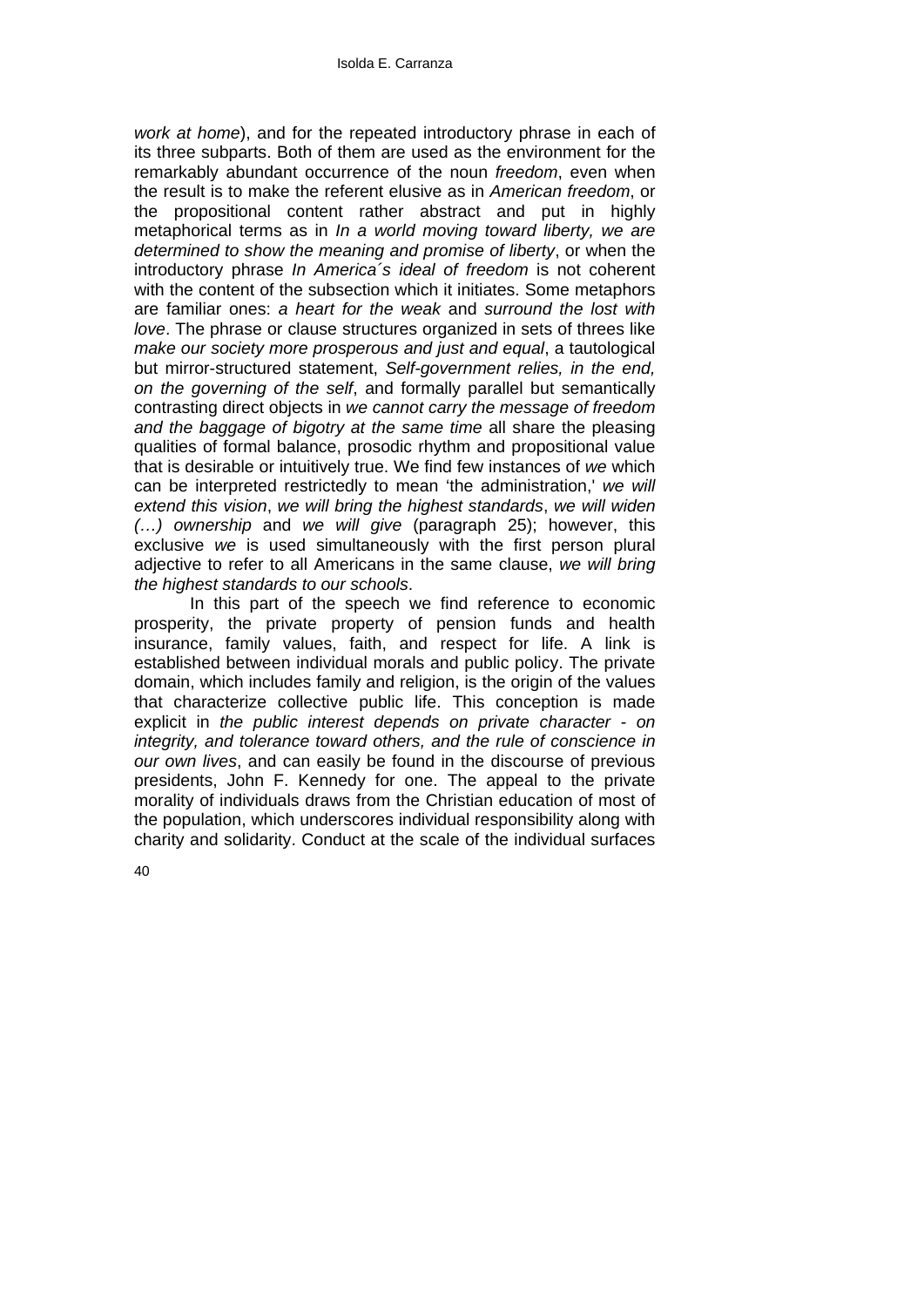*work at home*), and for the repeated introductory phrase in each of its three subparts. Both of them are used as the environment for the remarkably abundant occurrence of the noun *freedom*, even when the result is to make the referent elusive as in *American freedom*, or the propositional content rather abstract and put in highly metaphorical terms as in *In a world moving toward liberty, we are determined to show the meaning and promise of liberty*, or when the introductory phrase *In America´s ideal of freedom* is not coherent with the content of the subsection which it initiates. Some metaphors are familiar ones: *a heart for the weak* and *surround the lost with love*. The phrase or clause structures organized in sets of threes like *make our society more prosperous and just and equal*, a tautological but mirror-structured statement, *Self-government relies, in the end, on the governing of the self*, and formally parallel but semantically contrasting direct objects in *we cannot carry the message of freedom and the baggage of bigotry at the same time* all share the pleasing qualities of formal balance, prosodic rhythm and propositional value that is desirable or intuitively true. We find few instances of *we* which can be interpreted restrictedly to mean 'the administration,' *we will extend this vision*, *we will bring the highest standards*, *we will widen (…) ownership* and *we will give* (paragraph 25); however, this exclusive *we* is used simultaneously with the first person plural adjective to refer to all Americans in the same clause, *we will bring the highest standards to our schools*.

In this part of the speech we find reference to economic prosperity, the private property of pension funds and health insurance, family values, faith, and respect for life. A link is established between individual morals and public policy. The private domain, which includes family and religion, is the origin of the values that characterize collective public life. This conception is made explicit in *the public interest depends on private character - on integrity, and tolerance toward others, and the rule of conscience in our own lives*, and can easily be found in the discourse of previous presidents, John F. Kennedy for one. The appeal to the private morality of individuals draws from the Christian education of most of the population, which underscores individual responsibility along with charity and solidarity. Conduct at the scale of the individual surfaces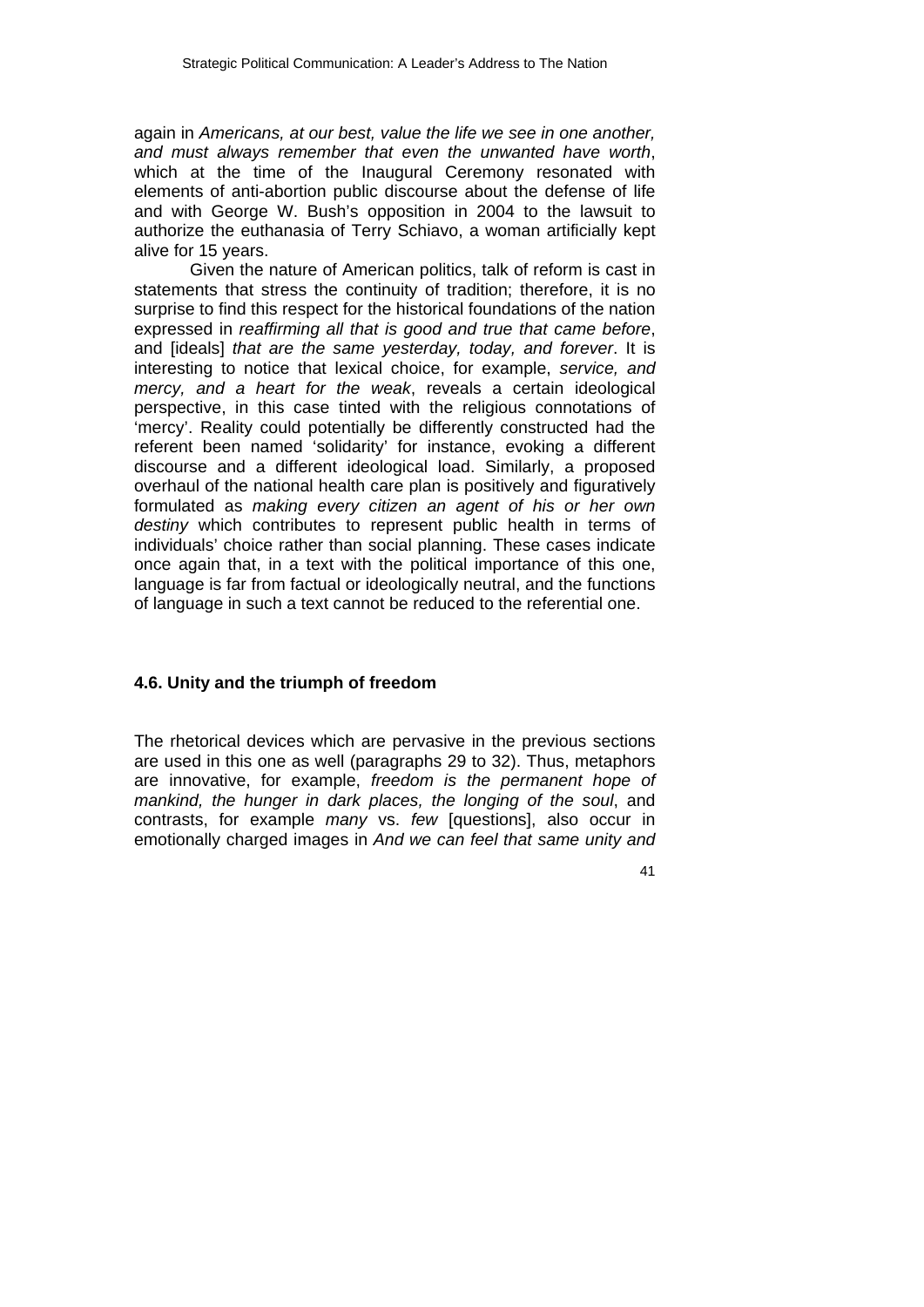again in *Americans, at our best, value the life we see in one another, and must always remember that even the unwanted have worth*, which at the time of the Inaugural Ceremony resonated with elements of anti-abortion public discourse about the defense of life and with George W. Bush's opposition in 2004 to the lawsuit to authorize the euthanasia of Terry Schiavo, a woman artificially kept alive for 15 years.

Given the nature of American politics, talk of reform is cast in statements that stress the continuity of tradition; therefore, it is no surprise to find this respect for the historical foundations of the nation expressed in *reaffirming all that is good and true that came before*, and [ideals] *that are the same yesterday, today, and forever*. It is interesting to notice that lexical choice, for example, *service, and mercy, and a heart for the weak*, reveals a certain ideological perspective, in this case tinted with the religious connotations of 'mercy'. Reality could potentially be differently constructed had the referent been named 'solidarity' for instance, evoking a different discourse and a different ideological load. Similarly, a proposed overhaul of the national health care plan is positively and figuratively formulated as *making every citizen an agent of his or her own destiny* which contributes to represent public health in terms of individuals' choice rather than social planning. These cases indicate once again that, in a text with the political importance of this one, language is far from factual or ideologically neutral, and the functions of language in such a text cannot be reduced to the referential one.

### 4.6. Unity and the triumph of freedom

The rhetorical devices which are pervasive in the previous sections are used in this one as well (paragraphs 29 to 32). Thus, metaphors are innovative, for example, *freedom is the permanent hope of mankind, the hunger in dark places, the longing of the soul*, and contrasts, for example *many* vs. *few* [questions], also occur in emotionally charged images in *And we can feel that same unity and*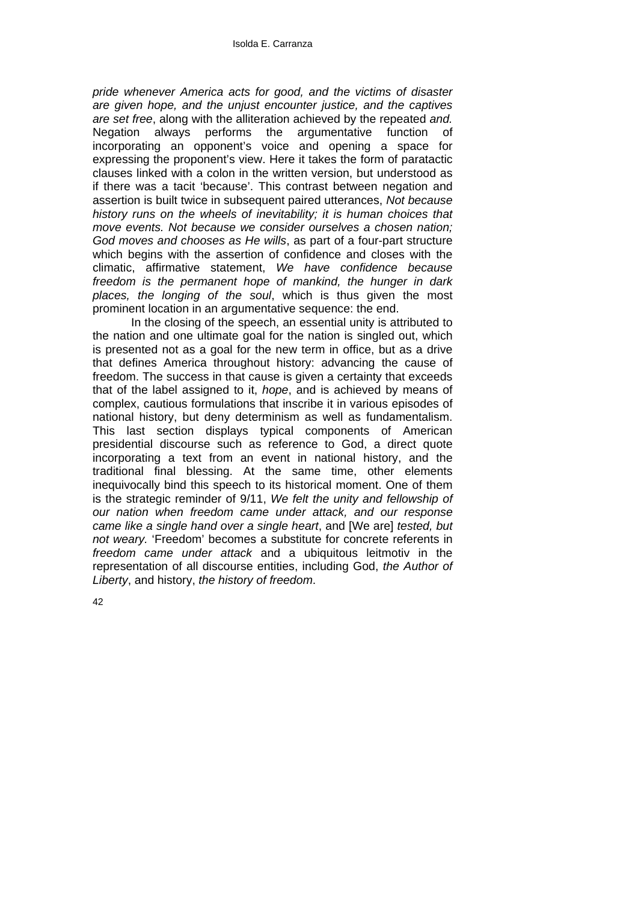*pride whenever America acts for good, and the victims of disaster are given hope, and the unjust encounter justice, and the captives are set free*, along with the alliteration achieved by the repeated *and.* Negation always performs the argumentative function of incorporating an opponent's voice and opening a space for expressing the proponent's view. Here it takes the form of paratactic clauses linked with a colon in the written version, but understood as if there was a tacit 'because'. This contrast between negation and assertion is built twice in subsequent paired utterances, *Not because history runs on the wheels of inevitability; it is human choices that move events. Not because we consider ourselves a chosen nation; God moves and chooses as He wills*, as part of a four-part structure which begins with the assertion of confidence and closes with the climatic, affirmative statement, *We have confidence because freedom is the permanent hope of mankind, the hunger in dark places, the longing of the soul*, which is thus given the most prominent location in an argumentative sequence: the end.

In the closing of the speech, an essential unity is attributed to the nation and one ultimate goal for the nation is singled out, which is presented not as a goal for the new term in office, but as a drive that defines America throughout history: advancing the cause of freedom. The success in that cause is given a certainty that exceeds that of the label assigned to it, *hope*, and is achieved by means of complex, cautious formulations that inscribe it in various episodes of national history, but deny determinism as well as fundamentalism. This last section displays typical components of American presidential discourse such as reference to God, a direct quote incorporating a text from an event in national history, and the traditional final blessing. At the same time, other elements inequivocally bind this speech to its historical moment. One of them is the strategic reminder of 9/11, *We felt the unity and fellowship of our nation when freedom came under attack, and our response came like a single hand over a single heart*, and [We are] *tested, but not weary.* 'Freedom' becomes a substitute for concrete referents in *freedom came under attack* and a ubiquitous leitmotiv in the representation of all discourse entities, including God, *the Author of Liberty*, and history, *the history of freedom*.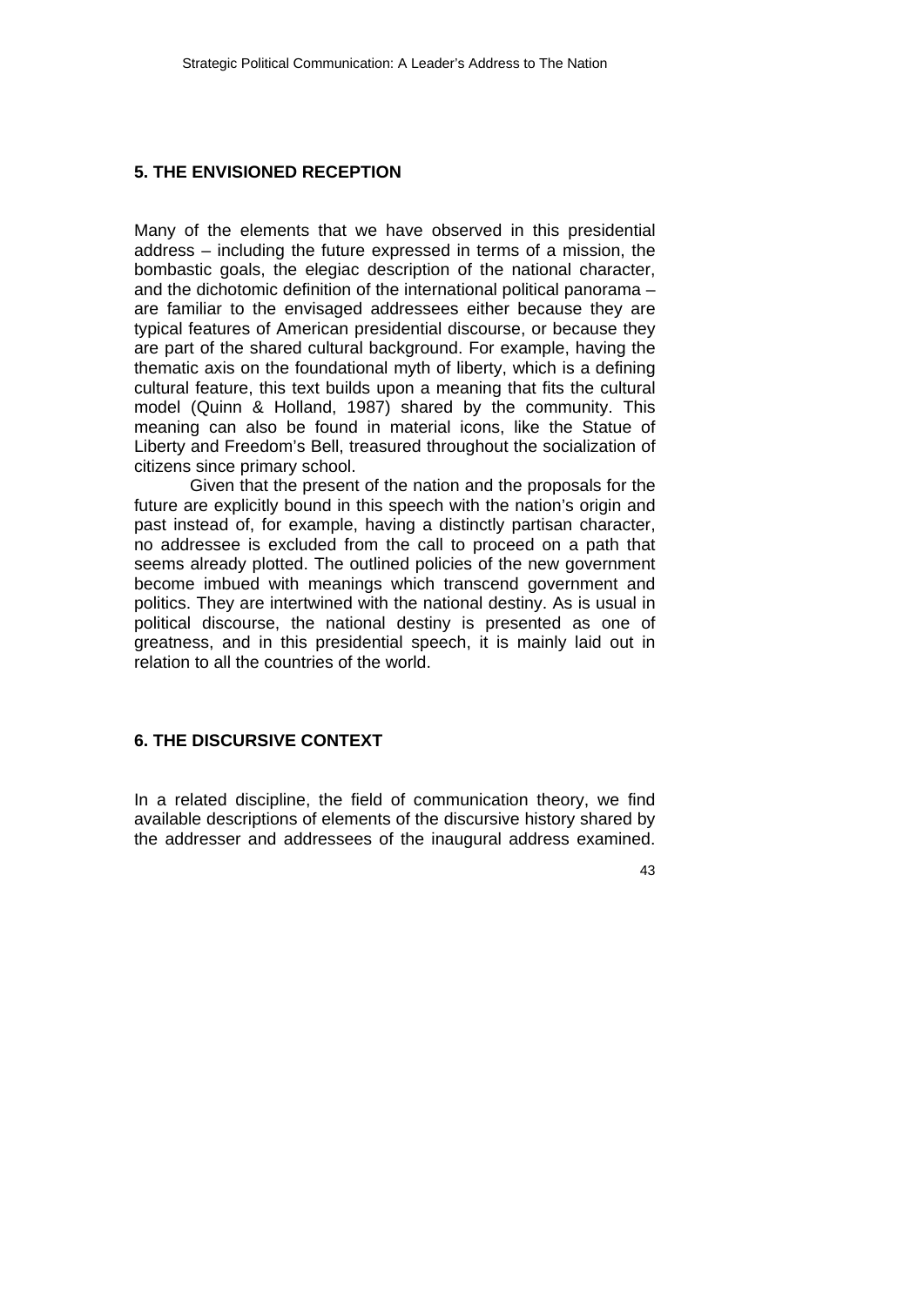## 5. THE ENVISIONED RECEPTION

Many of the elements that we have observed in this presidential address – including the future expressed in terms of a mission, the bombastic goals, the elegiac description of the national character, and the dichotomic definition of the international political panorama – are familiar to the envisaged addressees either because they are typical features of American presidential discourse, or because they are part of the shared cultural background. For example, having the thematic axis on the foundational myth of liberty, which is a defining cultural feature, this text builds upon a meaning that fits the cultural model (Quinn & Holland, 1987) shared by the community. This meaning can also be found in material icons, like the Statue of Liberty and Freedom's Bell, treasured throughout the socialization of citizens since primary school.

Given that the present of the nation and the proposals for the future are explicitly bound in this speech with the nation's origin and past instead of, for example, having a distinctly partisan character, no addressee is excluded from the call to proceed on a path that seems already plotted. The outlined policies of the new government become imbued with meanings which transcend government and politics. They are intertwined with the national destiny. As is usual in political discourse, the national destiny is presented as one of greatness, and in this presidential speech, it is mainly laid out in relation to all the countries of the world.

## 6. THE DISCURSIVE CONTEXT

In a related discipline, the field of communication theory, we find available descriptions of elements of the discursive history shared by the addresser and addressees of the inaugural address examined.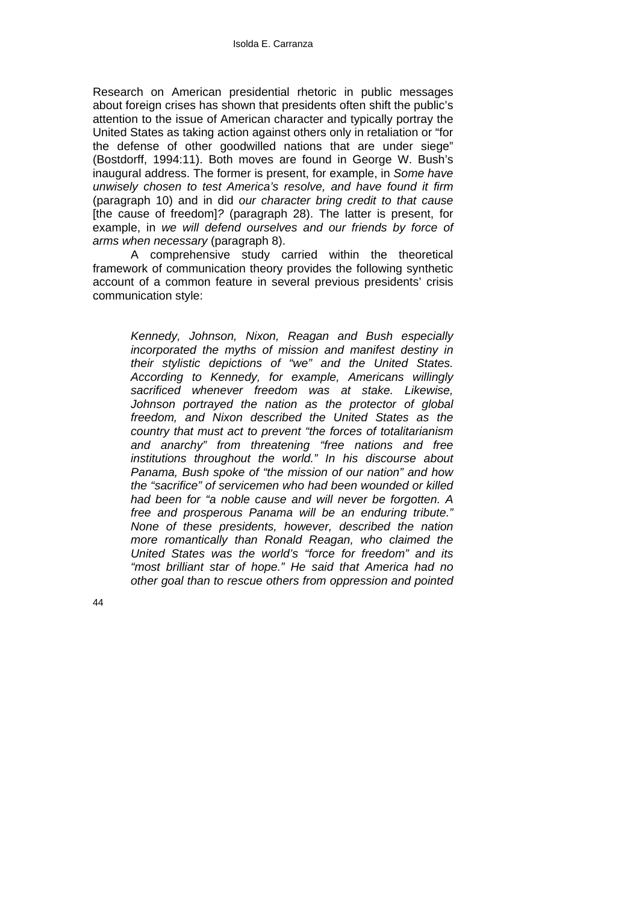Research on American presidential rhetoric in public messages about foreign crises has shown that presidents often shift the public's attention to the issue of American character and typically portray the United States as taking action against others only in retaliation or "for the defense of other goodwilled nations that are under siege" (Bostdorff, 1994:11). Both moves are found in George W. Bush's inaugural address. The former is present, for example, in *Some have unwisely chosen to test America's resolve, and have found it firm* (paragraph 10) and in did *our character bring credit to that cause* [the cause of freedom]*?* (paragraph 28). The latter is present, for example, in *we will defend ourselves and our friends by force of arms when necessary* (paragraph 8).

A comprehensive study carried within the theoretical framework of communication theory provides the following synthetic account of a common feature in several previous presidents' crisis communication style:

> *Kennedy, Johnson, Nixon, Reagan and Bush especially incorporated the myths of mission and manifest destiny in their stylistic depictions of "we" and the United States. According to Kennedy, for example, Americans willingly sacrificed whenever freedom was at stake. Likewise, Johnson portrayed the nation as the protector of global freedom, and Nixon described the United States as the country that must act to prevent "the forces of totalitarianism and anarchy" from threatening "free nations and free institutions throughout the world." In his discourse about Panama, Bush spoke of "the mission of our nation" and how the "sacrifice" of servicemen who had been wounded or killed had been for "a noble cause and will never be forgotten. A free and prosperous Panama will be an enduring tribute." None of these presidents, however, described the nation more romantically than Ronald Reagan, who claimed the United States was the world's "force for freedom" and its "most brilliant star of hope." He said that America had no other goal than to rescue others from oppression and pointed*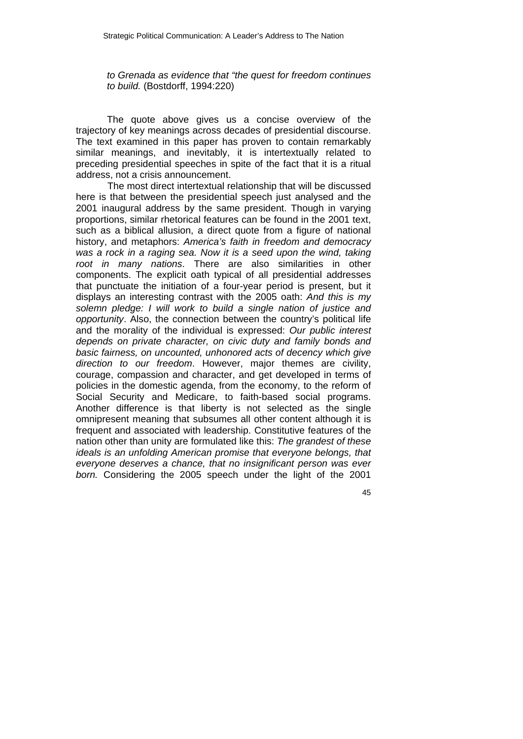> *to Grenada as evidence that "the quest for freedom continues to build.* (Bostdorff, 1994:220)

The quote above gives us a concise overview of the trajectory of key meanings across decades of presidential discourse. The text examined in this paper has proven to contain remarkably similar meanings, and inevitably, it is intertextually related to preceding presidential speeches in spite of the fact that it is a ritual address, not a crisis announcement.

The most direct intertextual relationship that will be discussed here is that between the presidential speech just analysed and the 2001 inaugural address by the same president. Though in varying proportions, similar rhetorical features can be found in the 2001 text, such as a biblical allusion, a direct quote from a figure of national history, and metaphors: *America's faith in freedom and democracy was a rock in a raging sea. Now it is a seed upon the wind, taking root in many nations*. There are also similarities in other components. The explicit oath typical of all presidential addresses that punctuate the initiation of a four-year period is present, but it displays an interesting contrast with the 2005 oath: *And this is my solemn pledge: I will work to build a single nation of justice and opportunity*. Also, the connection between the country's political life and the morality of the individual is expressed: *Our public interest depends on private character, on civic duty and family bonds and basic fairness, on uncounted, unhonored acts of decency which give direction to our freedom*. However, major themes are civility, courage, compassion and character, and get developed in terms of policies in the domestic agenda, from the economy, to the reform of Social Security and Medicare, to faith-based social programs. Another difference is that liberty is not selected as the single omnipresent meaning that subsumes all other content although it is frequent and associated with leadership. Constitutive features of the nation other than unity are formulated like this: *The grandest of these ideals is an unfolding American promise that everyone belongs, that everyone deserves a chance, that no insignificant person was ever born.* Considering the 2005 speech under the light of the 2001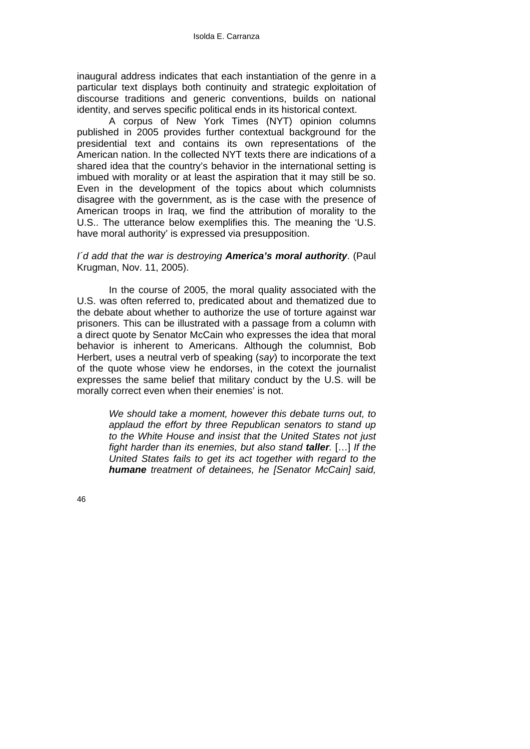inaugural address indicates that each instantiation of the genre in a particular text displays both continuity and strategic exploitation of discourse traditions and generic conventions, builds on national identity, and serves specific political ends in its historical context.

A corpus of New York Times (NYT) opinion columns published in 2005 provides further contextual background for the presidential text and contains its own representations of the American nation. In the collected NYT texts there are indications of a shared idea that the country's behavior in the international setting is imbued with morality or at least the aspiration that it may still be so. Even in the development of the topics about which columnists disagree with the government, as is the case with the presence of American troops in Iraq, we find the attribution of morality to the U.S.. The utterance below exemplifies this. The meaning the 'U.S. have moral authority' is expressed via presupposition.

*I´d add that the war is destroying **America's moral authority***. (Paul Krugman, Nov. 11, 2005).

In the course of 2005, the moral quality associated with the U.S. was often referred to, predicated about and thematized due to the debate about whether to authorize the use of torture against war prisoners. This can be illustrated with a passage from a column with a direct quote by Senator McCain who expresses the idea that moral behavior is inherent to Americans. Although the columnist, Bob Herbert, uses a neutral verb of speaking (*say*) to incorporate the text of the quote whose view he endorses, in the cotext the journalist expresses the same belief that military conduct by the U.S. will be morally correct even when their enemies' is not.

> *We should take a moment, however this debate turns out, to applaud the effort by three Republican senators to stand up to the White House and insist that the United States not just fight harder than its enemies, but also stand **taller**.* […] *If the United States fails to get its act together with regard to the **humane** treatment of detainees, he [Senator McCain] said,*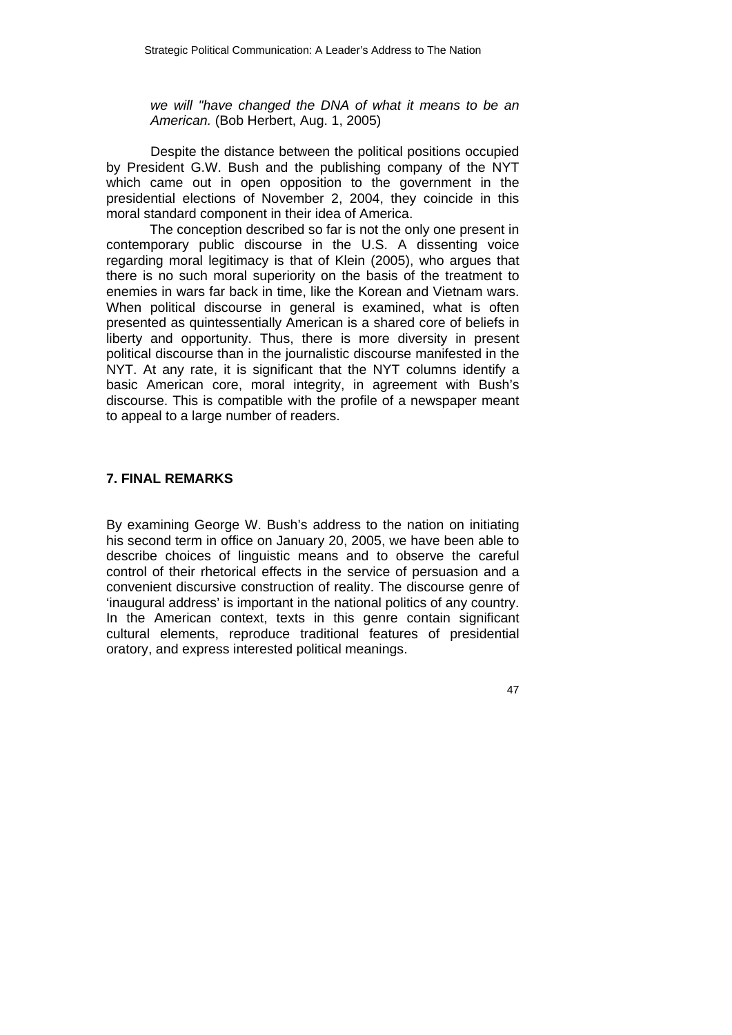> *we will "have changed the DNA of what it means to be an American.* (Bob Herbert, Aug. 1, 2005)

Despite the distance between the political positions occupied by President G.W. Bush and the publishing company of the NYT which came out in open opposition to the government in the presidential elections of November 2, 2004, they coincide in this moral standard component in their idea of America.

The conception described so far is not the only one present in contemporary public discourse in the U.S. A dissenting voice regarding moral legitimacy is that of Klein (2005), who argues that there is no such moral superiority on the basis of the treatment to enemies in wars far back in time, like the Korean and Vietnam wars. When political discourse in general is examined, what is often presented as quintessentially American is a shared core of beliefs in liberty and opportunity. Thus, there is more diversity in present political discourse than in the journalistic discourse manifested in the NYT. At any rate, it is significant that the NYT columns identify a basic American core, moral integrity, in agreement with Bush's discourse. This is compatible with the profile of a newspaper meant to appeal to a large number of readers.

## 7. FINAL REMARKS

By examining George W. Bush's address to the nation on initiating his second term in office on January 20, 2005, we have been able to describe choices of linguistic means and to observe the careful control of their rhetorical effects in the service of persuasion and a convenient discursive construction of reality. The discourse genre of 'inaugural address' is important in the national politics of any country. In the American context, texts in this genre contain significant cultural elements, reproduce traditional features of presidential oratory, and express interested political meanings.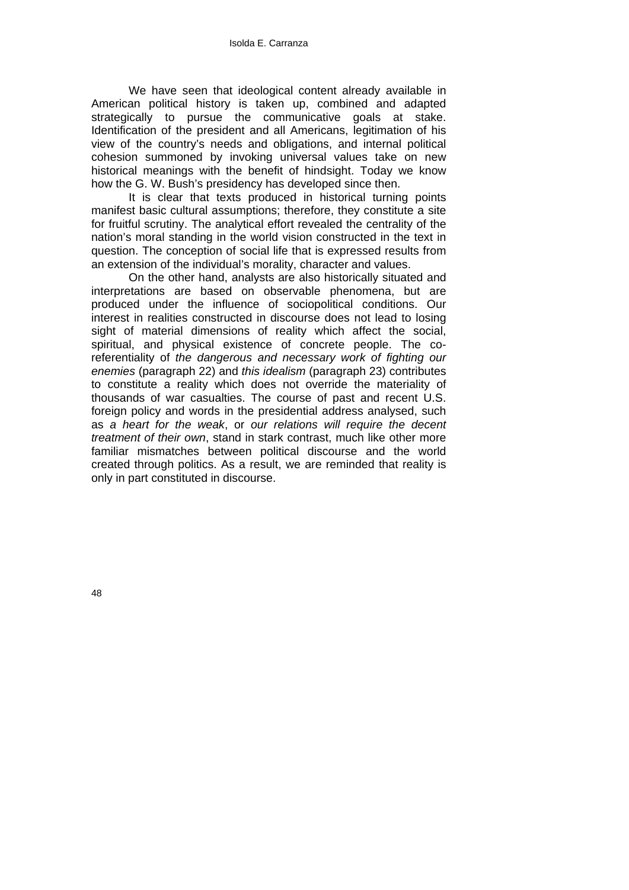We have seen that ideological content already available in American political history is taken up, combined and adapted strategically to pursue the communicative goals at stake. Identification of the president and all Americans, legitimation of his view of the country's needs and obligations, and internal political cohesion summoned by invoking universal values take on new historical meanings with the benefit of hindsight. Today we know how the G. W. Bush's presidency has developed since then.

It is clear that texts produced in historical turning points manifest basic cultural assumptions; therefore, they constitute a site for fruitful scrutiny. The analytical effort revealed the centrality of the nation's moral standing in the world vision constructed in the text in question. The conception of social life that is expressed results from an extension of the individual's morality, character and values.

On the other hand, analysts are also historically situated and interpretations are based on observable phenomena, but are produced under the influence of sociopolitical conditions. Our interest in realities constructed in discourse does not lead to losing sight of material dimensions of reality which affect the social, spiritual, and physical existence of concrete people. The co-referentiality of *the dangerous and necessary work of fighting our enemies* (paragraph 22) and *this idealism* (paragraph 23) contributes to constitute a reality which does not override the materiality of thousands of war casualties. The course of past and recent U.S. foreign policy and words in the presidential address analysed, such as *a heart for the weak*, or *our relations will require the decent treatment of their own*, stand in stark contrast, much like other more familiar mismatches between political discourse and the world created through politics. As a result, we are reminded that reality is only in part constituted in discourse.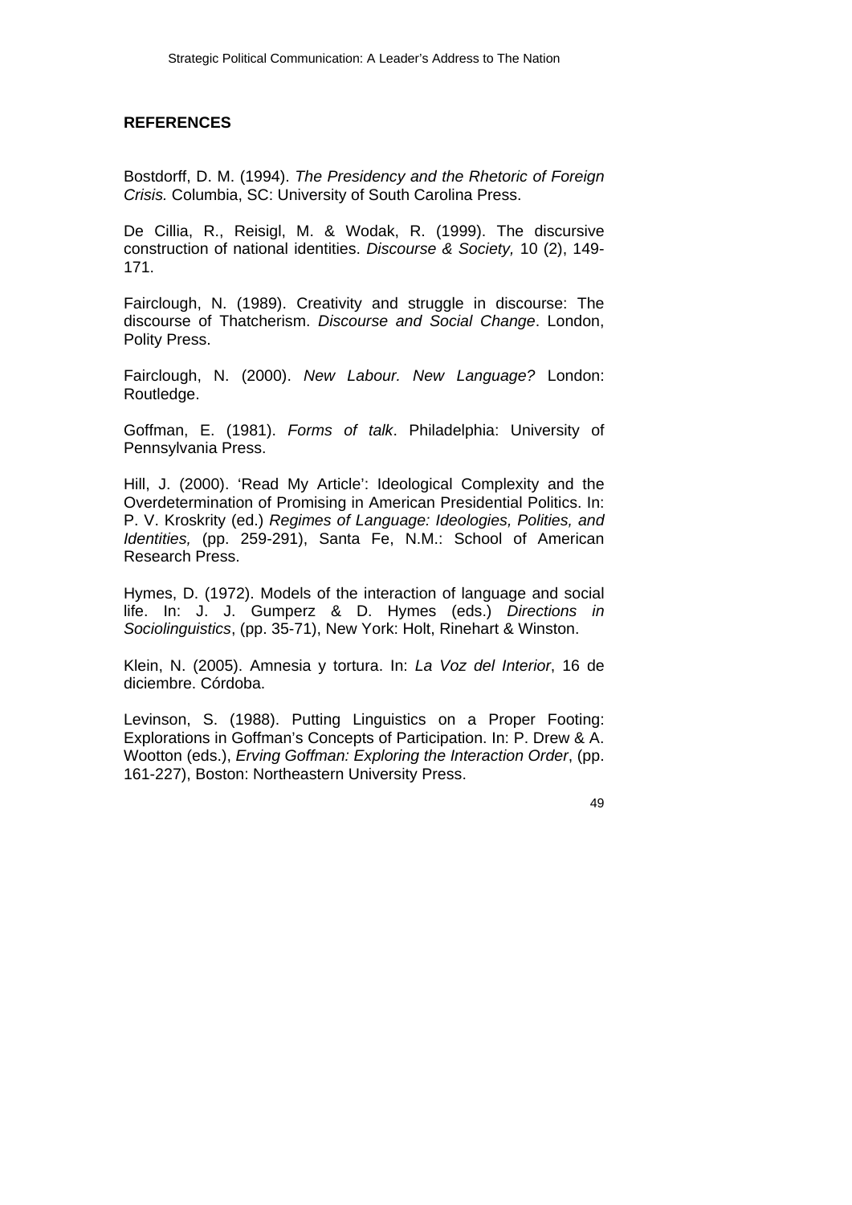## REFERENCES

Bostdorff, D. M. (1994). *The Presidency and the Rhetoric of Foreign Crisis.* Columbia, SC: University of South Carolina Press.

De Cillia, R., Reisigl, M. & Wodak, R. (1999). The discursive construction of national identities. *Discourse & Society,* 10 (2), 149-171.

Fairclough, N. (1989). Creativity and struggle in discourse: The discourse of Thatcherism. *Discourse and Social Change*. London, Polity Press.

Fairclough, N. (2000). *New Labour. New Language?* London: Routledge.

Goffman, E. (1981). *Forms of talk*. Philadelphia: University of Pennsylvania Press.

Hill, J. (2000). 'Read My Article': Ideological Complexity and the Overdetermination of Promising in American Presidential Politics. In: P. V. Kroskrity (ed.) *Regimes of Language: Ideologies, Polities, and Identities,* (pp. 259-291), Santa Fe, N.M.: School of American Research Press.

Hymes, D. (1972). Models of the interaction of language and social life. In: J. J. Gumperz & D. Hymes (eds.) *Directions in Sociolinguistics*, (pp. 35-71), New York: Holt, Rinehart & Winston.

Klein, N. (2005). Amnesia y tortura. In: *La Voz del Interior*, 16 de diciembre. Córdoba.

Levinson, S. (1988). Putting Linguistics on a Proper Footing: Explorations in Goffman's Concepts of Participation. In: P. Drew & A. Wootton (eds.), *Erving Goffman: Exploring the Interaction Order*, (pp. 161-227), Boston: Northeastern University Press.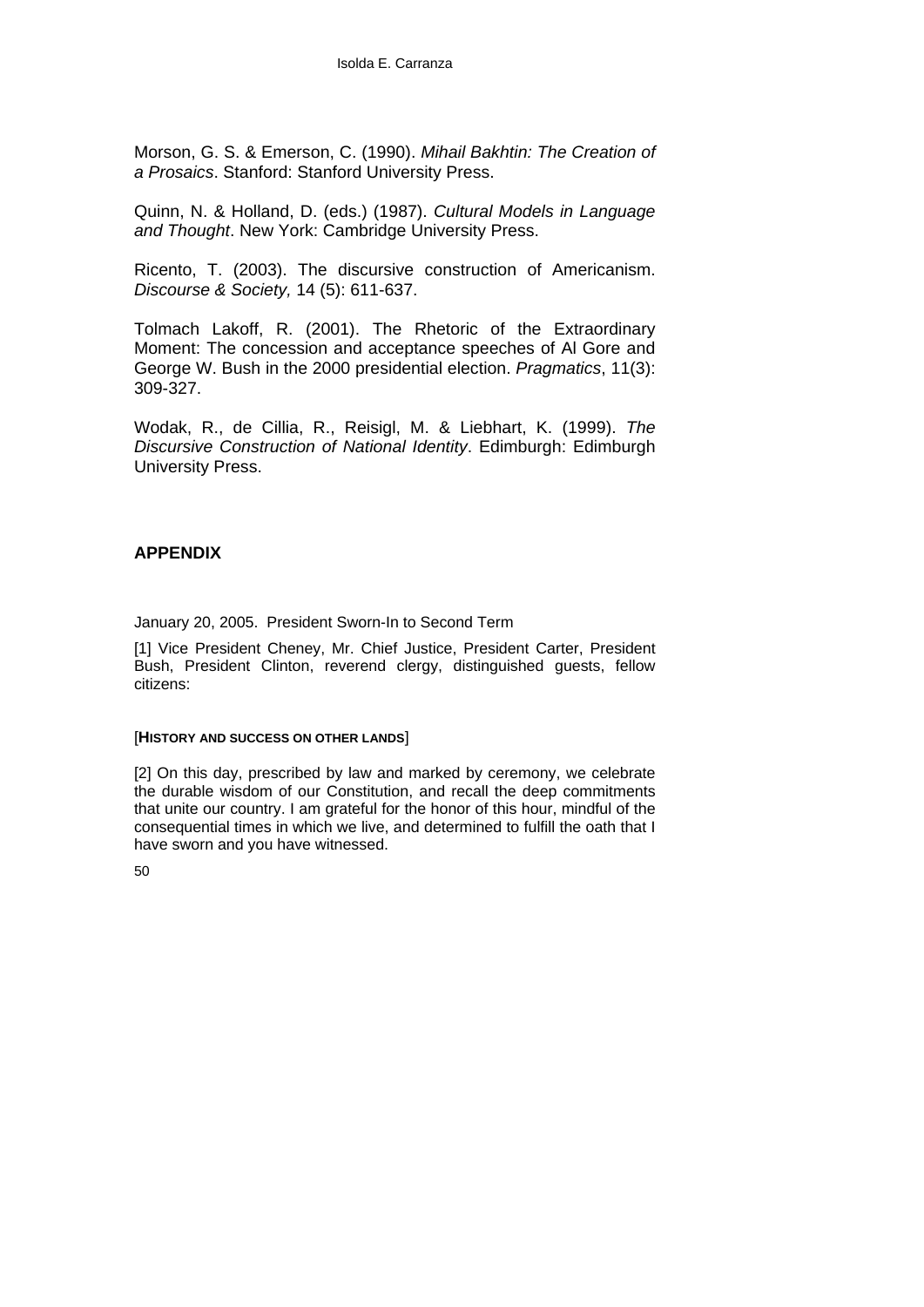Morson, G. S. & Emerson, C. (1990). *Mihail Bakhtin: The Creation of a Prosaics*. Stanford: Stanford University Press.

Quinn, N. & Holland, D. (eds.) (1987). *Cultural Models in Language and Thought*. New York: Cambridge University Press.

Ricento, T. (2003). The discursive construction of Americanism. *Discourse & Society,* 14 (5): 611-637.

Tolmach Lakoff, R. (2001). The Rhetoric of the Extraordinary Moment: The concession and acceptance speeches of Al Gore and George W. Bush in the 2000 presidential election. *Pragmatics*, 11(3): 309-327.

Wodak, R., de Cillia, R., Reisigl, M. & Liebhart, K. (1999). *The Discursive Construction of National Identity*. Edimburgh: Edimburgh University Press.

## APPENDIX

January 20, 2005. President Sworn-In to Second Term

[1] Vice President Cheney, Mr. Chief Justice, President Carter, President Bush, President Clinton, reverend clergy, distinguished guests, fellow citizens:

[**HISTORY AND SUCCESS ON OTHER LANDS**]

[2] On this day, prescribed by law and marked by ceremony, we celebrate the durable wisdom of our Constitution, and recall the deep commitments that unite our country. I am grateful for the honor of this hour, mindful of the consequential times in which we live, and determined to fulfill the oath that I have sworn and you have witnessed.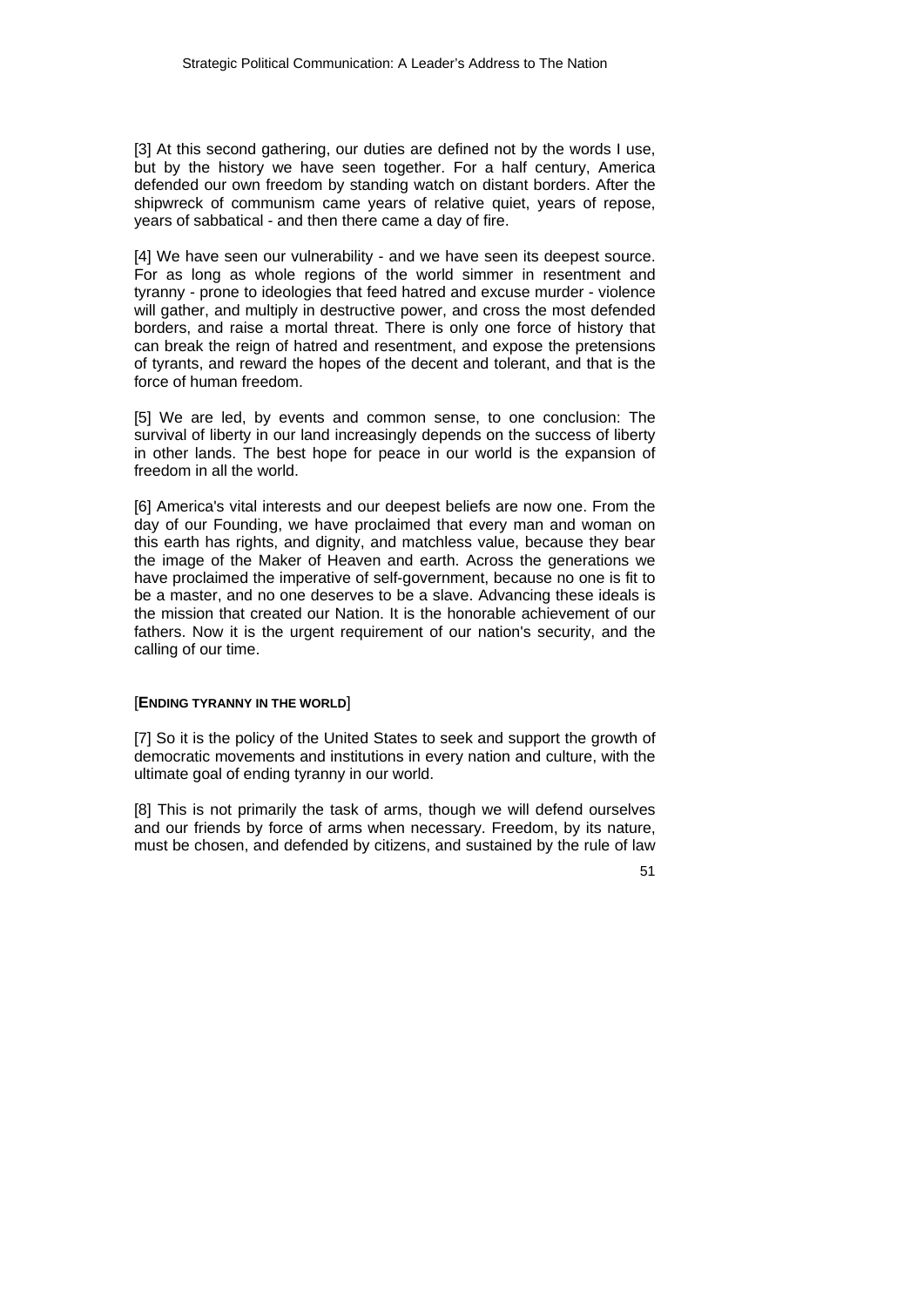[3] At this second gathering, our duties are defined not by the words I use, but by the history we have seen together. For a half century, America defended our own freedom by standing watch on distant borders. After the shipwreck of communism came years of relative quiet, years of repose, years of sabbatical - and then there came a day of fire.

[4] We have seen our vulnerability - and we have seen its deepest source. For as long as whole regions of the world simmer in resentment and tyranny - prone to ideologies that feed hatred and excuse murder - violence will gather, and multiply in destructive power, and cross the most defended borders, and raise a mortal threat. There is only one force of history that can break the reign of hatred and resentment, and expose the pretensions of tyrants, and reward the hopes of the decent and tolerant, and that is the force of human freedom.

[5] We are led, by events and common sense, to one conclusion: The survival of liberty in our land increasingly depends on the success of liberty in other lands. The best hope for peace in our world is the expansion of freedom in all the world.

[6] America's vital interests and our deepest beliefs are now one. From the day of our Founding, we have proclaimed that every man and woman on this earth has rights, and dignity, and matchless value, because they bear the image of the Maker of Heaven and earth. Across the generations we have proclaimed the imperative of self-government, because no one is fit to be a master, and no one deserves to be a slave. Advancing these ideals is the mission that created our Nation. It is the honorable achievement of our fathers. Now it is the urgent requirement of our nation's security, and the calling of our time.

[**ENDING TYRANNY IN THE WORLD**]

[7] So it is the policy of the United States to seek and support the growth of democratic movements and institutions in every nation and culture, with the ultimate goal of ending tyranny in our world.

[8] This is not primarily the task of arms, though we will defend ourselves and our friends by force of arms when necessary. Freedom, by its nature, must be chosen, and defended by citizens, and sustained by the rule of law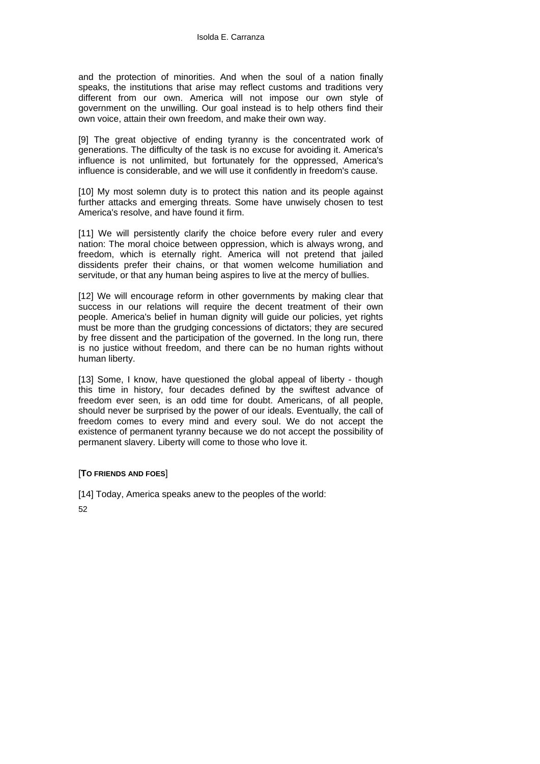and the protection of minorities. And when the soul of a nation finally speaks, the institutions that arise may reflect customs and traditions very different from our own. America will not impose our own style of government on the unwilling. Our goal instead is to help others find their own voice, attain their own freedom, and make their own way.

[9] The great objective of ending tyranny is the concentrated work of generations. The difficulty of the task is no excuse for avoiding it. America's influence is not unlimited, but fortunately for the oppressed, America's influence is considerable, and we will use it confidently in freedom's cause.

[10] My most solemn duty is to protect this nation and its people against further attacks and emerging threats. Some have unwisely chosen to test America's resolve, and have found it firm.

[11] We will persistently clarify the choice before every ruler and every nation: The moral choice between oppression, which is always wrong, and freedom, which is eternally right. America will not pretend that jailed dissidents prefer their chains, or that women welcome humiliation and servitude, or that any human being aspires to live at the mercy of bullies.

[12] We will encourage reform in other governments by making clear that success in our relations will require the decent treatment of their own people. America's belief in human dignity will guide our policies, yet rights must be more than the grudging concessions of dictators; they are secured by free dissent and the participation of the governed. In the long run, there is no justice without freedom, and there can be no human rights without human liberty.

[13] Some, I know, have questioned the global appeal of liberty - though this time in history, four decades defined by the swiftest advance of freedom ever seen, is an odd time for doubt. Americans, of all people, should never be surprised by the power of our ideals. Eventually, the call of freedom comes to every mind and every soul. We do not accept the existence of permanent tyranny because we do not accept the possibility of permanent slavery. Liberty will come to those who love it.

[**TO FRIENDS AND FOES**]

[14] Today, America speaks anew to the peoples of the world: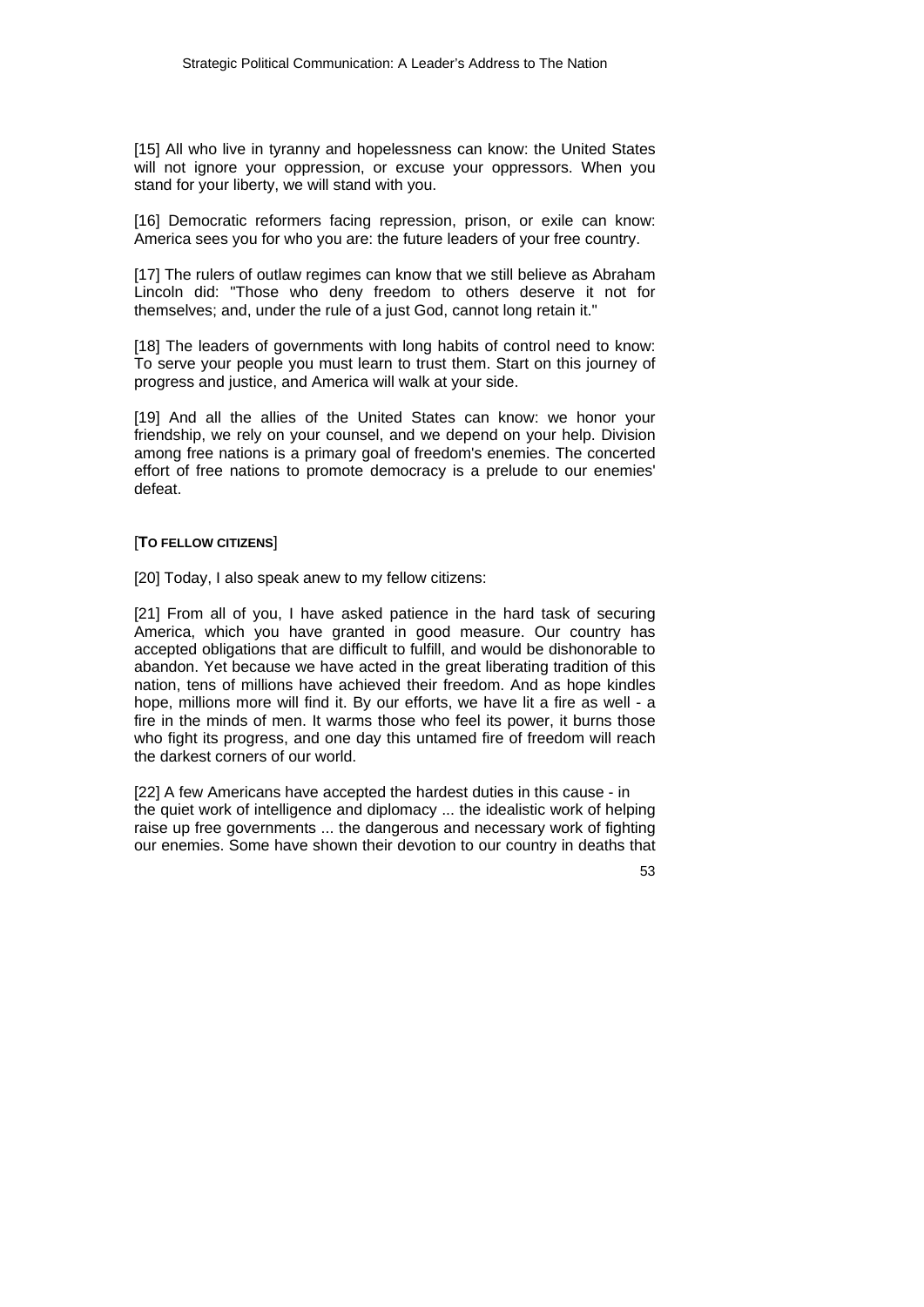[15] All who live in tyranny and hopelessness can know: the United States will not ignore your oppression, or excuse your oppressors. When you stand for your liberty, we will stand with you.

[16] Democratic reformers facing repression, prison, or exile can know: America sees you for who you are: the future leaders of your free country.

[17] The rulers of outlaw regimes can know that we still believe as Abraham Lincoln did: "Those who deny freedom to others deserve it not for themselves; and, under the rule of a just God, cannot long retain it."

[18] The leaders of governments with long habits of control need to know: To serve your people you must learn to trust them. Start on this journey of progress and justice, and America will walk at your side.

[19] And all the allies of the United States can know: we honor your friendship, we rely on your counsel, and we depend on your help. Division among free nations is a primary goal of freedom's enemies. The concerted effort of free nations to promote democracy is a prelude to our enemies' defeat.

[**TO FELLOW CITIZENS**]

[20] Today, I also speak anew to my fellow citizens:

[21] From all of you, I have asked patience in the hard task of securing America, which you have granted in good measure. Our country has accepted obligations that are difficult to fulfill, and would be dishonorable to abandon. Yet because we have acted in the great liberating tradition of this nation, tens of millions have achieved their freedom. And as hope kindles hope, millions more will find it. By our efforts, we have lit a fire as well - a fire in the minds of men. It warms those who feel its power, it burns those who fight its progress, and one day this untamed fire of freedom will reach the darkest corners of our world.

[22] A few Americans have accepted the hardest duties in this cause - in the quiet work of intelligence and diplomacy ... the idealistic work of helping raise up free governments ... the dangerous and necessary work of fighting our enemies. Some have shown their devotion to our country in deaths that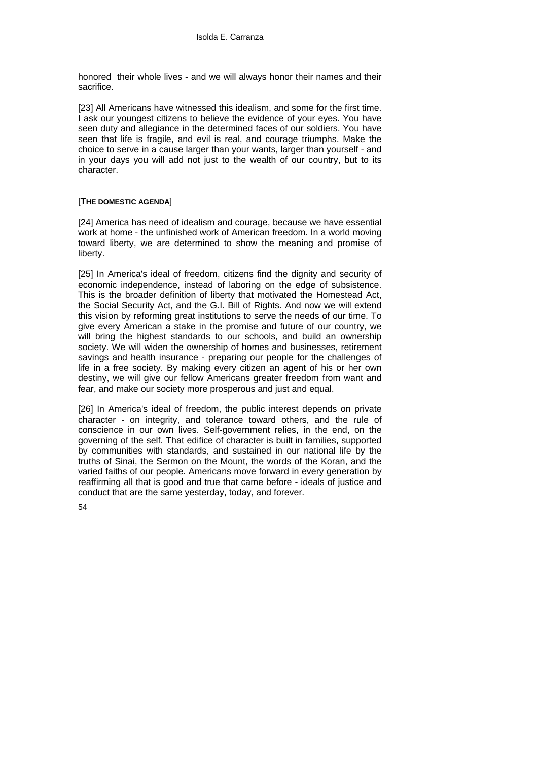honored their whole lives - and we will always honor their names and their sacrifice.

[23] All Americans have witnessed this idealism, and some for the first time. I ask our youngest citizens to believe the evidence of your eyes. You have seen duty and allegiance in the determined faces of our soldiers. You have seen that life is fragile, and evil is real, and courage triumphs. Make the choice to serve in a cause larger than your wants, larger than yourself - and in your days you will add not just to the wealth of our country, but to its character.

[**THE DOMESTIC AGENDA**]

[24] America has need of idealism and courage, because we have essential work at home - the unfinished work of American freedom. In a world moving toward liberty, we are determined to show the meaning and promise of liberty.

[25] In America's ideal of freedom, citizens find the dignity and security of economic independence, instead of laboring on the edge of subsistence. This is the broader definition of liberty that motivated the Homestead Act, the Social Security Act, and the G.I. Bill of Rights. And now we will extend this vision by reforming great institutions to serve the needs of our time. To give every American a stake in the promise and future of our country, we will bring the highest standards to our schools, and build an ownership society. We will widen the ownership of homes and businesses, retirement savings and health insurance - preparing our people for the challenges of life in a free society. By making every citizen an agent of his or her own destiny, we will give our fellow Americans greater freedom from want and fear, and make our society more prosperous and just and equal.

[26] In America's ideal of freedom, the public interest depends on private character - on integrity, and tolerance toward others, and the rule of conscience in our own lives. Self-government relies, in the end, on the governing of the self. That edifice of character is built in families, supported by communities with standards, and sustained in our national life by the truths of Sinai, the Sermon on the Mount, the words of the Koran, and the varied faiths of our people. Americans move forward in every generation by reaffirming all that is good and true that came before - ideals of justice and conduct that are the same yesterday, today, and forever.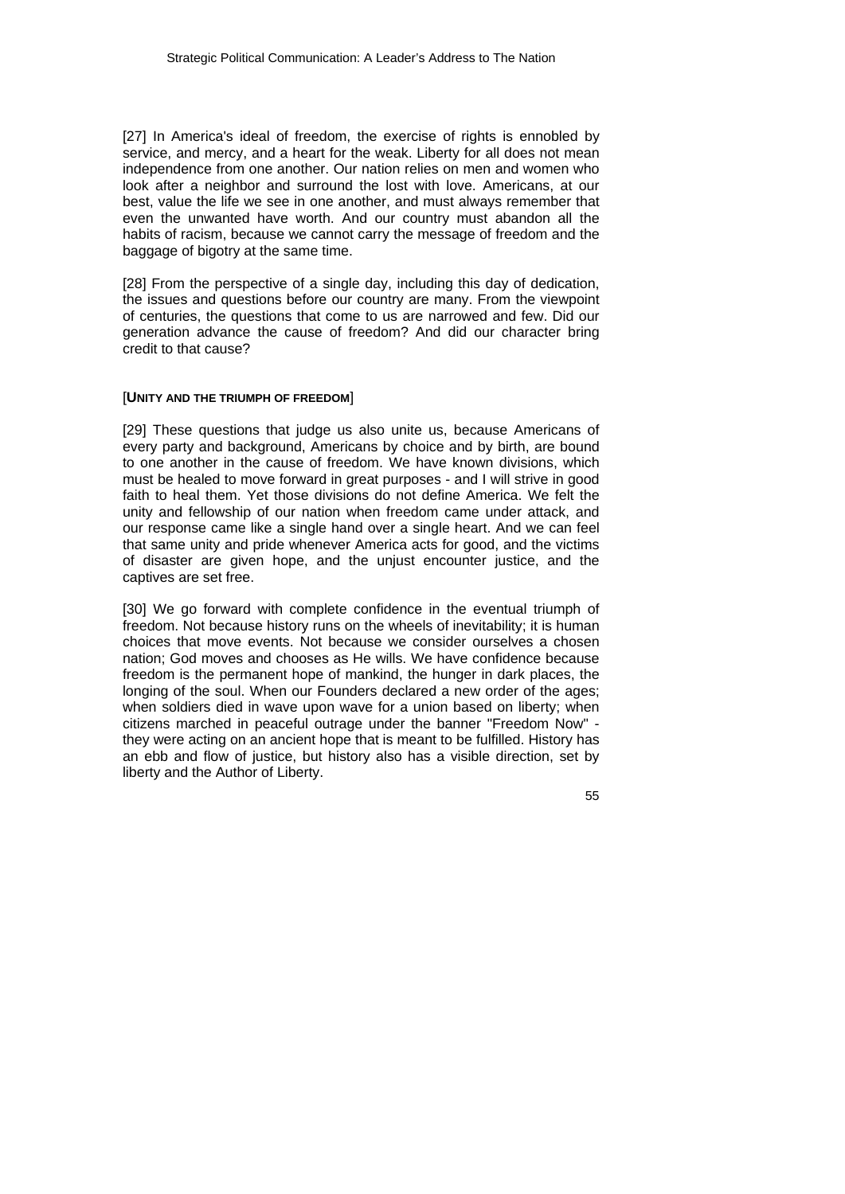[27] In America's ideal of freedom, the exercise of rights is ennobled by service, and mercy, and a heart for the weak. Liberty for all does not mean independence from one another. Our nation relies on men and women who look after a neighbor and surround the lost with love. Americans, at our best, value the life we see in one another, and must always remember that even the unwanted have worth. And our country must abandon all the habits of racism, because we cannot carry the message of freedom and the baggage of bigotry at the same time.

[28] From the perspective of a single day, including this day of dedication, the issues and questions before our country are many. From the viewpoint of centuries, the questions that come to us are narrowed and few. Did our generation advance the cause of freedom? And did our character bring credit to that cause?

[**UNITY AND THE TRIUMPH OF FREEDOM**]

[29] These questions that judge us also unite us, because Americans of every party and background, Americans by choice and by birth, are bound to one another in the cause of freedom. We have known divisions, which must be healed to move forward in great purposes - and I will strive in good faith to heal them. Yet those divisions do not define America. We felt the unity and fellowship of our nation when freedom came under attack, and our response came like a single hand over a single heart. And we can feel that same unity and pride whenever America acts for good, and the victims of disaster are given hope, and the unjust encounter justice, and the captives are set free.

[30] We go forward with complete confidence in the eventual triumph of freedom. Not because history runs on the wheels of inevitability; it is human choices that move events. Not because we consider ourselves a chosen nation; God moves and chooses as He wills. We have confidence because freedom is the permanent hope of mankind, the hunger in dark places, the longing of the soul. When our Founders declared a new order of the ages; when soldiers died in wave upon wave for a union based on liberty; when citizens marched in peaceful outrage under the banner "Freedom Now" - they were acting on an ancient hope that is meant to be fulfilled. History has an ebb and flow of justice, but history also has a visible direction, set by liberty and the Author of Liberty.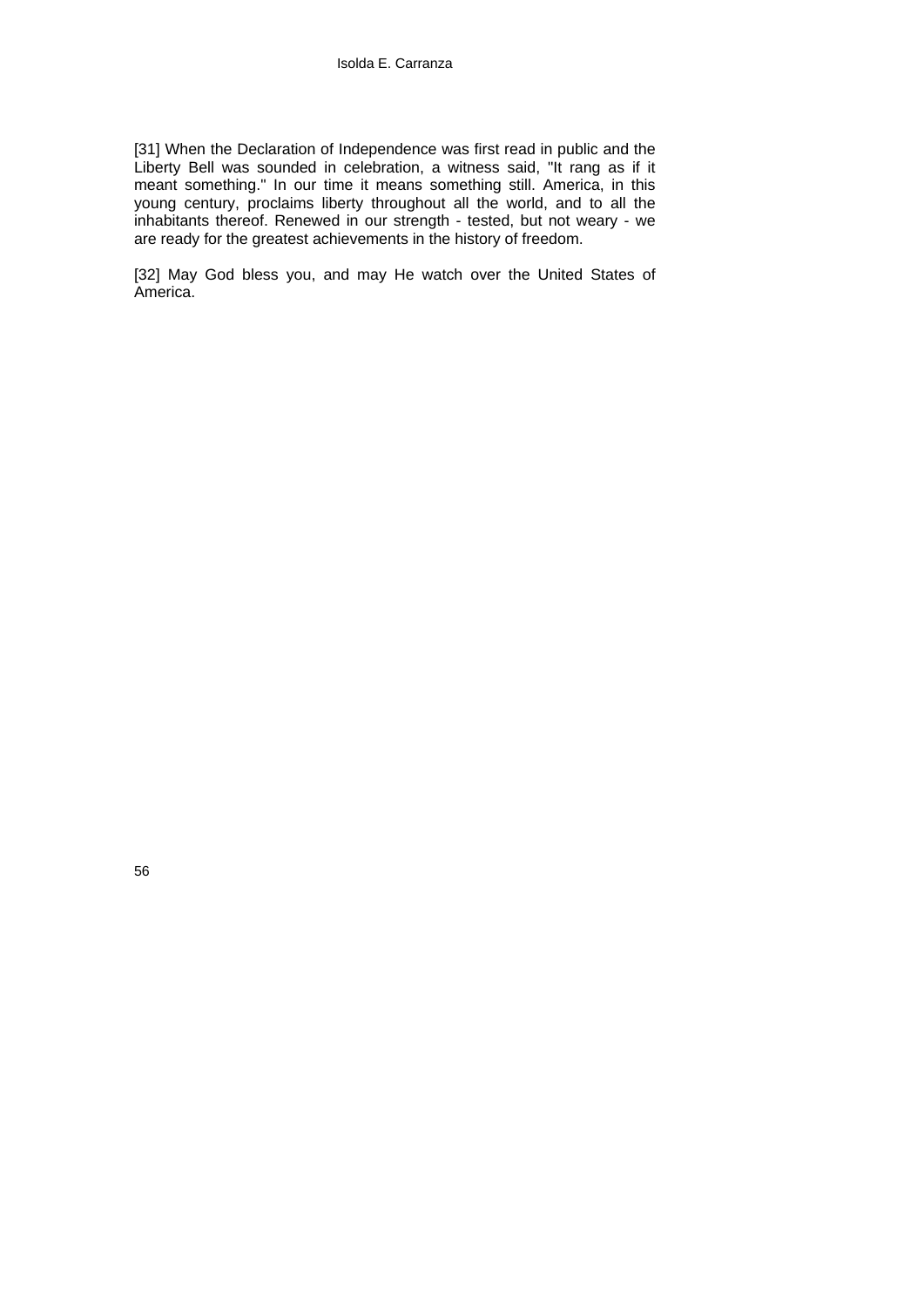[31] When the Declaration of Independence was first read in public and the Liberty Bell was sounded in celebration, a witness said, "It rang as if it meant something." In our time it means something still. America, in this young century, proclaims liberty throughout all the world, and to all the inhabitants thereof. Renewed in our strength - tested, but not weary - we are ready for the greatest achievements in the history of freedom.

[32] May God bless you, and may He watch over the United States of America.